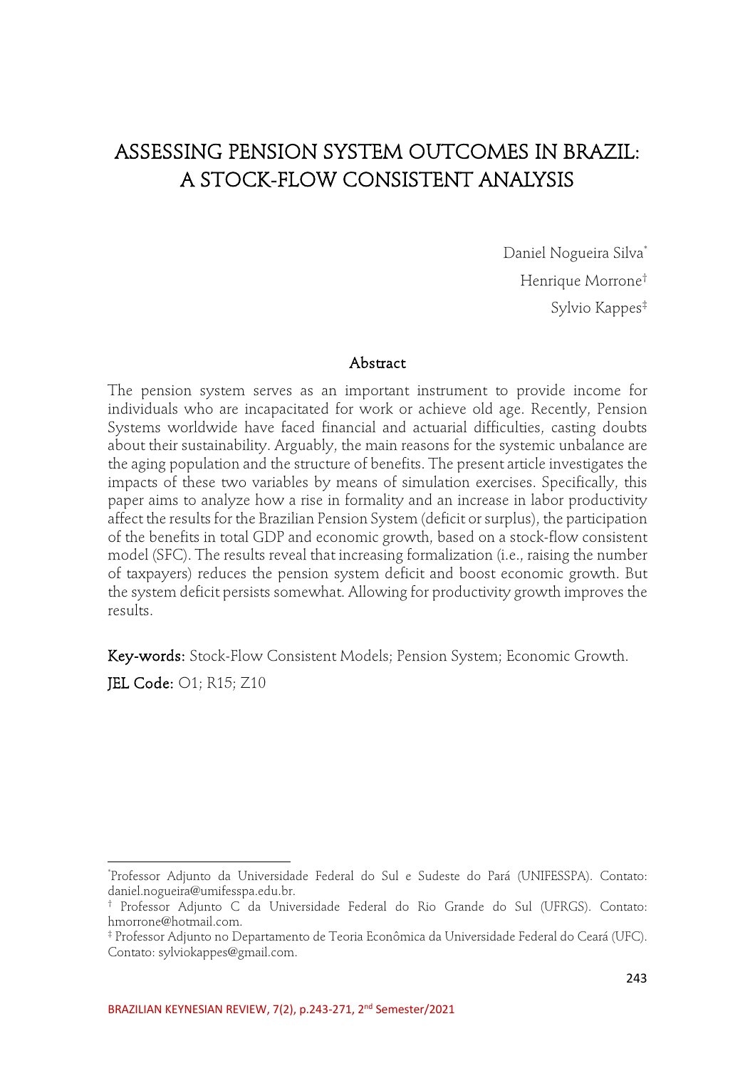# ASSESSING PENSION SYSTEM OUTCOMES IN BRAZIL: A STOCK-FLOW CONSISTENT ANALYSIS

Daniel Nogueira Silva[*]

Henrique Morrone[†]

Sylvio Kappes[‡]

## Abstract

The pension system serves as an important instrument to provide income for individuals who are incapacitated for work or achieve old age. Recently, Pension Systems worldwide have faced financial and actuarial difficulties, casting doubts about their sustainability. Arguably, the main reasons for the systemic unbalance are the aging population and the structure of benefits. The present article investigates the impacts of these two variables by means of simulation exercises. Specifically, this paper aims to analyze how a rise in formality and an increase in labor productivity affect the results for the Brazilian Pension System (deficit or surplus), the participation of the benefits in total GDP and economic growth, based on a stock-flow consistent model (SFC). The results reveal that increasing formalization (i.e., raising the number of taxpayers) reduces the pension system deficit and boost economic growth. But the system deficit persists somewhat. Allowing for productivity growth improves the results.

**Key-words:** Stock-Flow Consistent Models; Pension System; Economic Growth.

**JEL Code:** O1; R15; Z10

---

[*] Professor Adjunto da Universidade Federal do Sul e Sudeste do Pará (UNIFESSPA). Contato: daniel.nogueira@umifesspa.edu.br.

[†] Professor Adjunto C da Universidade Federal do Rio Grande do Sul (UFRGS). Contato: hmorrone@hotmail.com.

[‡] Professor Adjunto no Departamento de Teoria Econômica da Universidade Federal do Ceará (UFC). Contato: sylviokappes@gmail.com.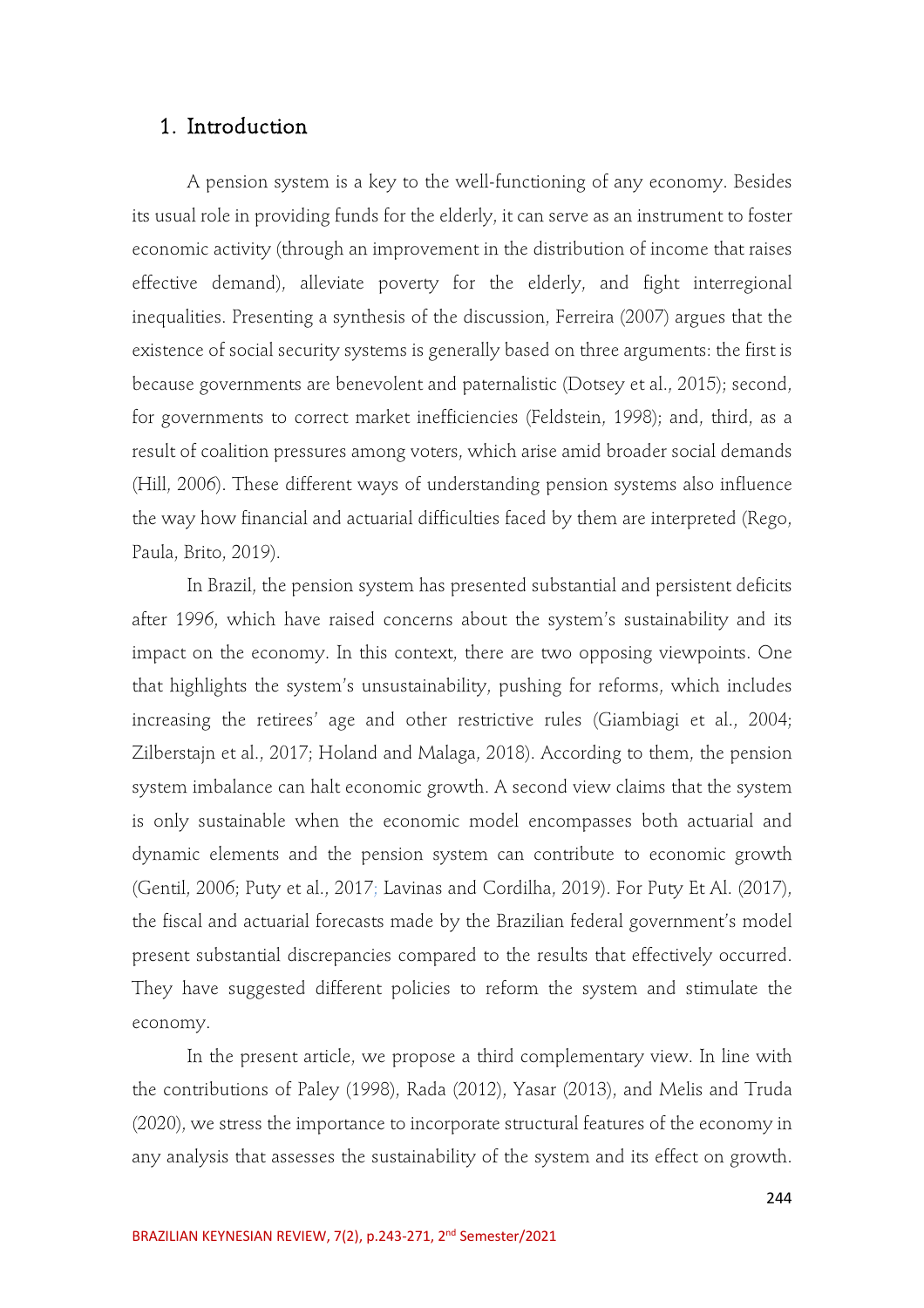# 1. Introduction

A pension system is a key to the well-functioning of any economy. Besides its usual role in providing funds for the elderly, it can serve as an instrument to foster economic activity (through an improvement in the distribution of income that raises effective demand), alleviate poverty for the elderly, and fight interregional inequalities. Presenting a synthesis of the discussion, Ferreira (2007) argues that the existence of social security systems is generally based on three arguments: the first is because governments are benevolent and paternalistic (Dotsey et al., 2015); second, for governments to correct market inefficiencies (Feldstein, 1998); and, third, as a result of coalition pressures among voters, which arise amid broader social demands (Hill, 2006). These different ways of understanding pension systems also influence the way how financial and actuarial difficulties faced by them are interpreted (Rego, Paula, Brito, 2019).

In Brazil, the pension system has presented substantial and persistent deficits after 1996, which have raised concerns about the system's sustainability and its impact on the economy. In this context, there are two opposing viewpoints. One that highlights the system's unsustainability, pushing for reforms, which includes increasing the retirees' age and other restrictive rules (Giambiagi et al., 2004; Zilberstajn et al., 2017; Holand and Malaga, 2018). According to them, the pension system imbalance can halt economic growth. A second view claims that the system is only sustainable when the economic model encompasses both actuarial and dynamic elements and the pension system can contribute to economic growth (Gentil, 2006; Puty et al., 2017; Lavinas and Cordilha, 2019). For Puty Et Al. (2017), the fiscal and actuarial forecasts made by the Brazilian federal government's model present substantial discrepancies compared to the results that effectively occurred. They have suggested different policies to reform the system and stimulate the economy.

In the present article, we propose a third complementary view. In line with the contributions of Paley (1998), Rada (2012), Yasar (2013), and Melis and Truda (2020), we stress the importance to incorporate structural features of the economy in any analysis that assesses the sustainability of the system and its effect on growth.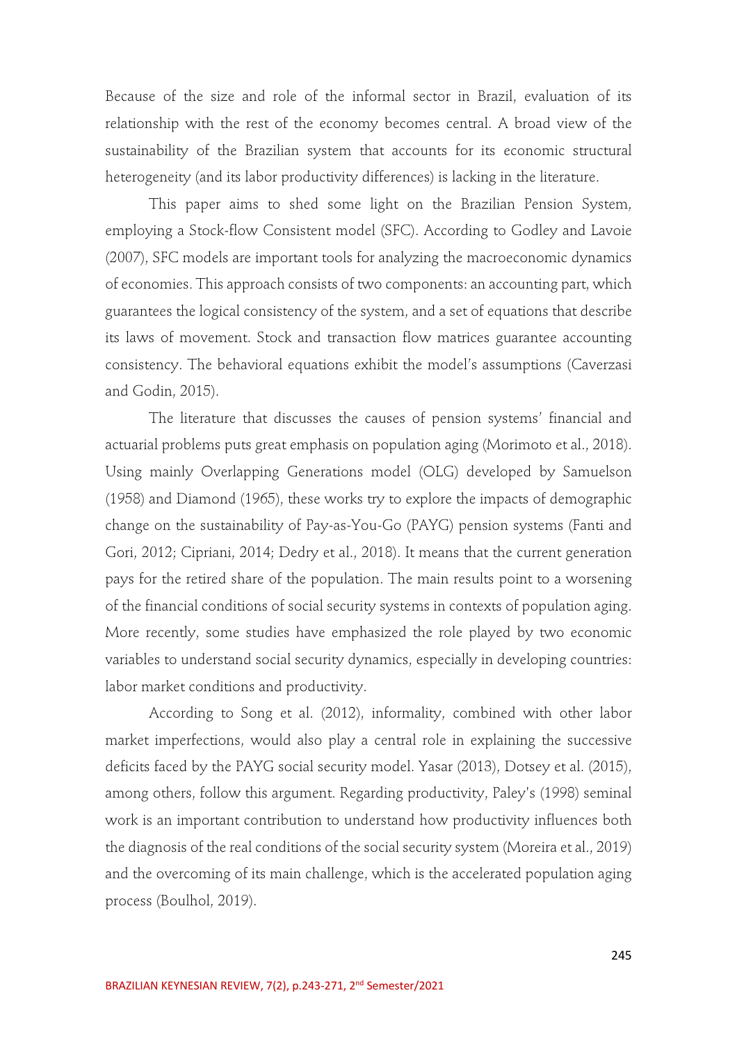Because of the size and role of the informal sector in Brazil, evaluation of its relationship with the rest of the economy becomes central. A broad view of the sustainability of the Brazilian system that accounts for its economic structural heterogeneity (and its labor productivity differences) is lacking in the literature.

This paper aims to shed some light on the Brazilian Pension System, employing a Stock-flow Consistent model (SFC). According to Godley and Lavoie (2007), SFC models are important tools for analyzing the macroeconomic dynamics of economies. This approach consists of two components: an accounting part, which guarantees the logical consistency of the system, and a set of equations that describe its laws of movement. Stock and transaction flow matrices guarantee accounting consistency. The behavioral equations exhibit the model's assumptions (Caverzasi and Godin, 2015).

The literature that discusses the causes of pension systems' financial and actuarial problems puts great emphasis on population aging (Morimoto et al., 2018). Using mainly Overlapping Generations model (OLG) developed by Samuelson (1958) and Diamond (1965), these works try to explore the impacts of demographic change on the sustainability of Pay-as-You-Go (PAYG) pension systems (Fanti and Gori, 2012; Cipriani, 2014; Dedry et al., 2018). It means that the current generation pays for the retired share of the population. The main results point to a worsening of the financial conditions of social security systems in contexts of population aging. More recently, some studies have emphasized the role played by two economic variables to understand social security dynamics, especially in developing countries: labor market conditions and productivity.

According to Song et al. (2012), informality, combined with other labor market imperfections, would also play a central role in explaining the successive deficits faced by the PAYG social security model. Yasar (2013), Dotsey et al. (2015), among others, follow this argument. Regarding productivity, Paley's (1998) seminal work is an important contribution to understand how productivity influences both the diagnosis of the real conditions of the social security system (Moreira et al., 2019) and the overcoming of its main challenge, which is the accelerated population aging process (Boulhol, 2019).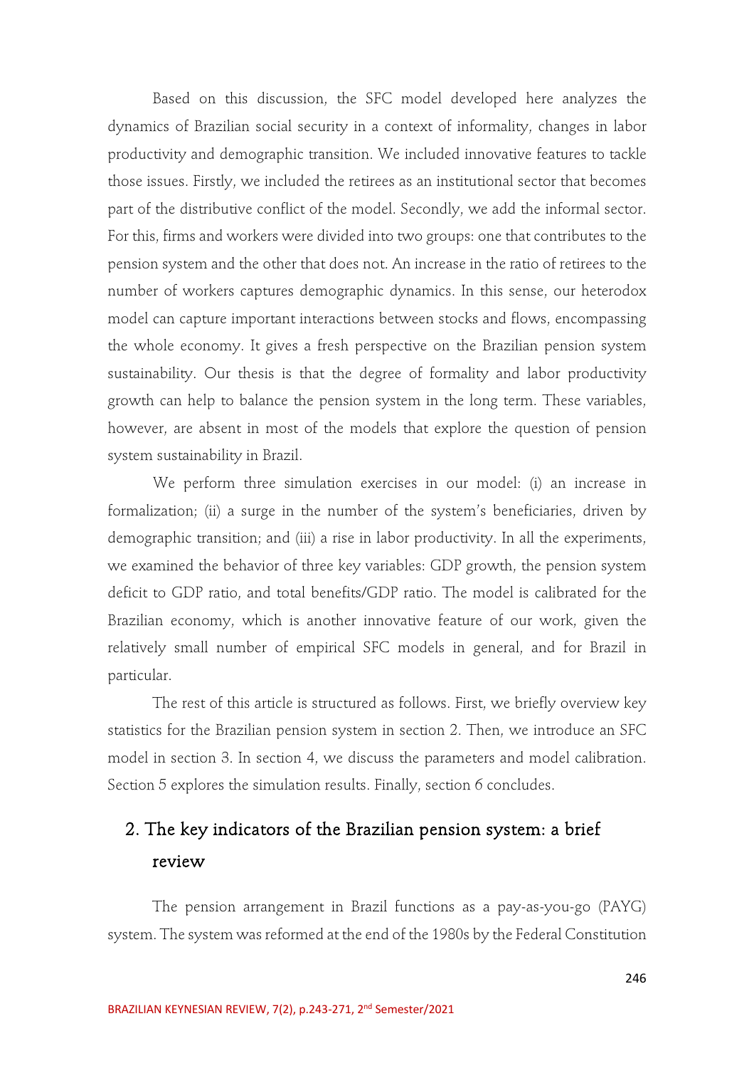Based on this discussion, the SFC model developed here analyzes the dynamics of Brazilian social security in a context of informality, changes in labor productivity and demographic transition. We included innovative features to tackle those issues. Firstly, we included the retirees as an institutional sector that becomes part of the distributive conflict of the model. Secondly, we add the informal sector. For this, firms and workers were divided into two groups: one that contributes to the pension system and the other that does not. An increase in the ratio of retirees to the number of workers captures demographic dynamics. In this sense, our heterodox model can capture important interactions between stocks and flows, encompassing the whole economy. It gives a fresh perspective on the Brazilian pension system sustainability. Our thesis is that the degree of formality and labor productivity growth can help to balance the pension system in the long term. These variables, however, are absent in most of the models that explore the question of pension system sustainability in Brazil.

We perform three simulation exercises in our model: (i) an increase in formalization; (ii) a surge in the number of the system's beneficiaries, driven by demographic transition; and (iii) a rise in labor productivity. In all the experiments, we examined the behavior of three key variables: GDP growth, the pension system deficit to GDP ratio, and total benefits/GDP ratio. The model is calibrated for the Brazilian economy, which is another innovative feature of our work, given the relatively small number of empirical SFC models in general, and for Brazil in particular.

The rest of this article is structured as follows. First, we briefly overview key statistics for the Brazilian pension system in section 2. Then, we introduce an SFC model in section 3. In section 4, we discuss the parameters and model calibration. Section 5 explores the simulation results. Finally, section 6 concludes.

## 2. The key indicators of the Brazilian pension system: a brief review

The pension arrangement in Brazil functions as a pay-as-you-go (PAYG) system. The system was reformed at the end of the 1980s by the Federal Constitution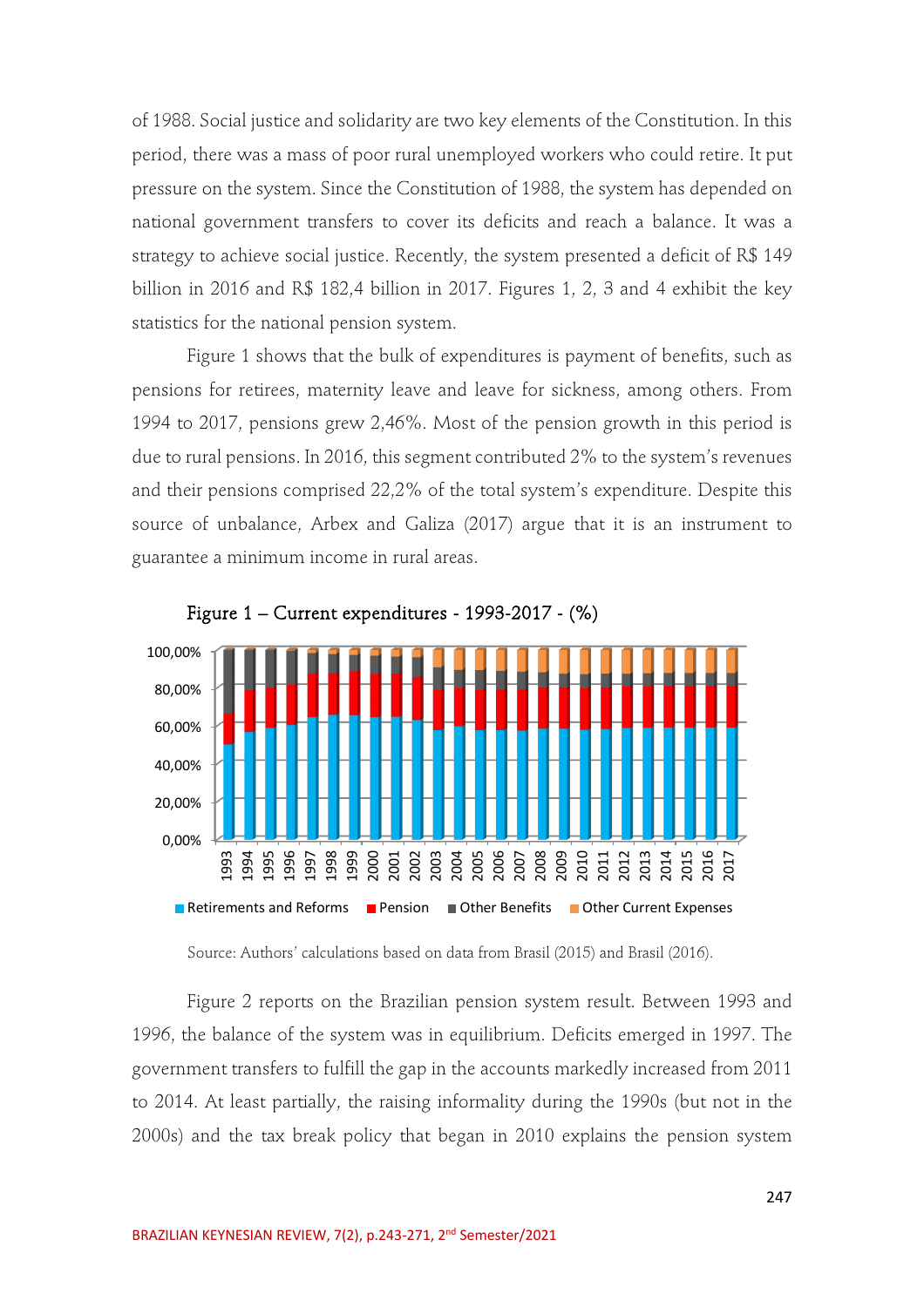of 1988. Social justice and solidarity are two key elements of the Constitution. In this period, there was a mass of poor rural unemployed workers who could retire. It put pressure on the system. Since the Constitution of 1988, the system has depended on national government transfers to cover its deficits and reach a balance. It was a strategy to achieve social justice. Recently, the system presented a deficit of R$ 149 billion in 2016 and R$ 182,4 billion in 2017. Figures 1, 2, 3 and 4 exhibit the key statistics for the national pension system.

Figure 1 shows that the bulk of expenditures is payment of benefits, such as pensions for retirees, maternity leave and leave for sickness, among others. From 1994 to 2017, pensions grew 2,46%. Most of the pension growth in this period is due to rural pensions. In 2016, this segment contributed 2% to the system's revenues and their pensions comprised 22,2% of the total system's expenditure. Despite this source of unbalance, Arbex and Galiza (2017) argue that it is an instrument to guarantee a minimum income in rural areas.

Figure 1 – Current expenditures - 1993-2017 - (%)

Source: Authors' calculations based on data from Brasil (2015) and Brasil (2016).

Figure 2 reports on the Brazilian pension system result. Between 1993 and 1996, the balance of the system was in equilibrium. Deficits emerged in 1997. The government transfers to fulfill the gap in the accounts markedly increased from 2011 to 2014. At least partially, the raising informality during the 1990s (but not in the 2000s) and the tax break policy that began in 2010 explains the pension system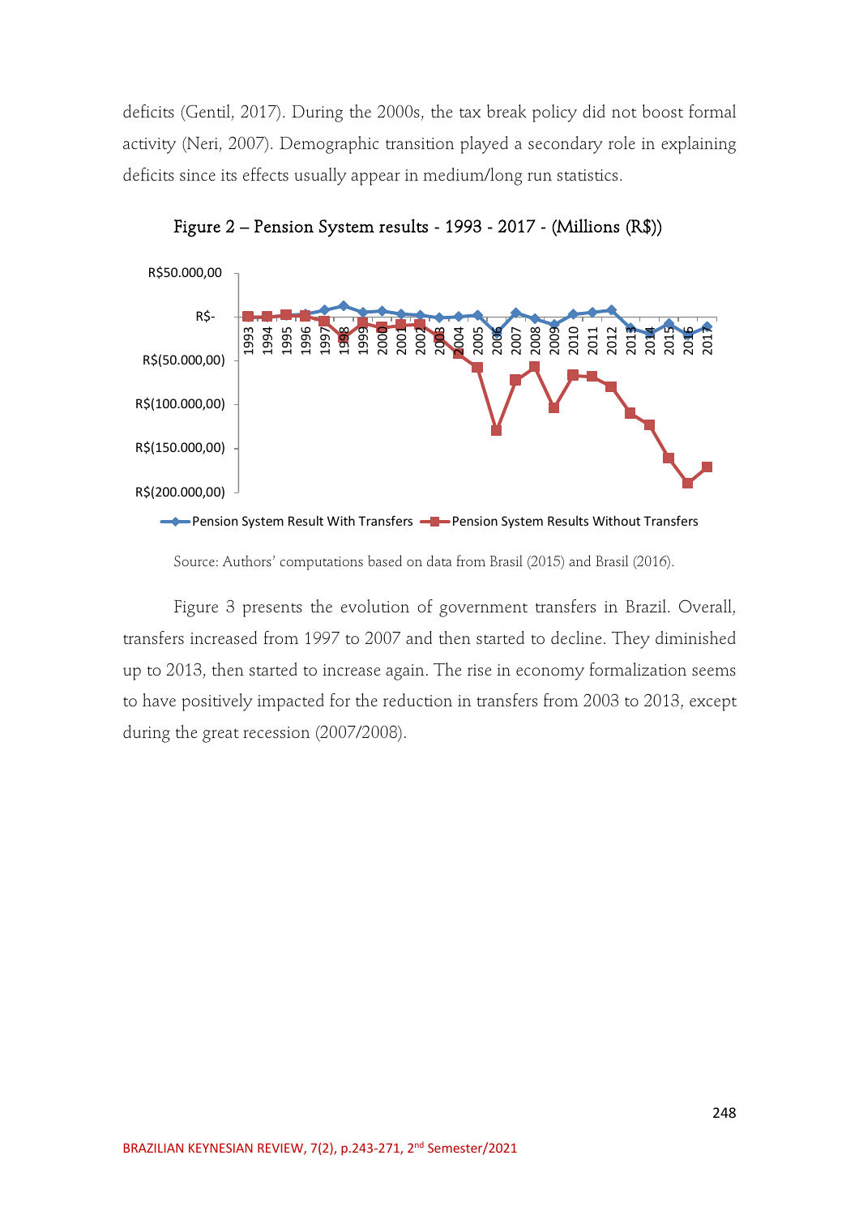deficits (Gentil, 2017). During the 2000s, the tax break policy did not boost formal activity (Neri, 2007). Demographic transition played a secondary role in explaining deficits since its effects usually appear in medium/long run statistics.

Figure 2 – Pension System results - 1993 - 2017 - (Millions (R$))

Source: Authors' computations based on data from Brasil (2015) and Brasil (2016).

Figure 3 presents the evolution of government transfers in Brazil. Overall, transfers increased from 1997 to 2007 and then started to decline. They diminished up to 2013, then started to increase again. The rise in economy formalization seems to have positively impacted for the reduction in transfers from 2003 to 2013, except during the great recession (2007/2008).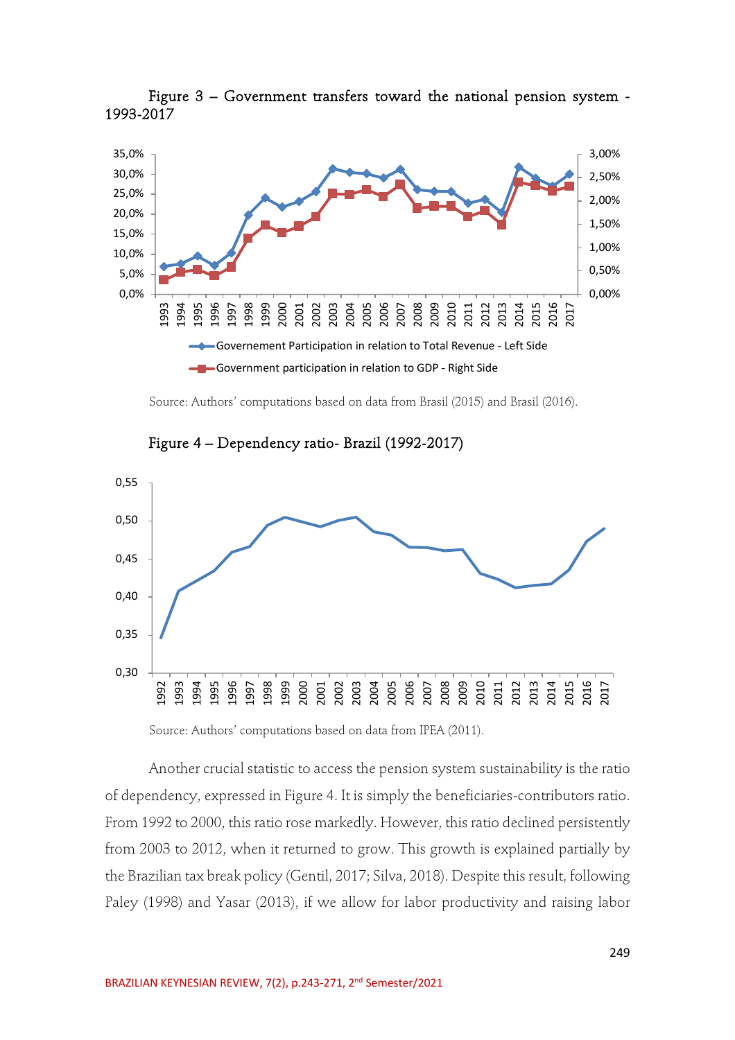Figure 3 – Government transfers toward the national pension system - 1993-2017

Source: Authors' computations based on data from Brasil (2015) and Brasil (2016).

Figure 4 – Dependency ratio- Brazil (1992-2017)

Source: Authors' computations based on data from IPEA (2011).

Another crucial statistic to access the pension system sustainability is the ratio of dependency, expressed in Figure 4. It is simply the beneficiaries-contributors ratio. From 1992 to 2000, this ratio rose markedly. However, this ratio declined persistently from 2003 to 2012, when it returned to grow. This growth is explained partially by the Brazilian tax break policy (Gentil, 2017; Silva, 2018). Despite this result, following Paley (1998) and Yasar (2013), if we allow for labor productivity and raising labor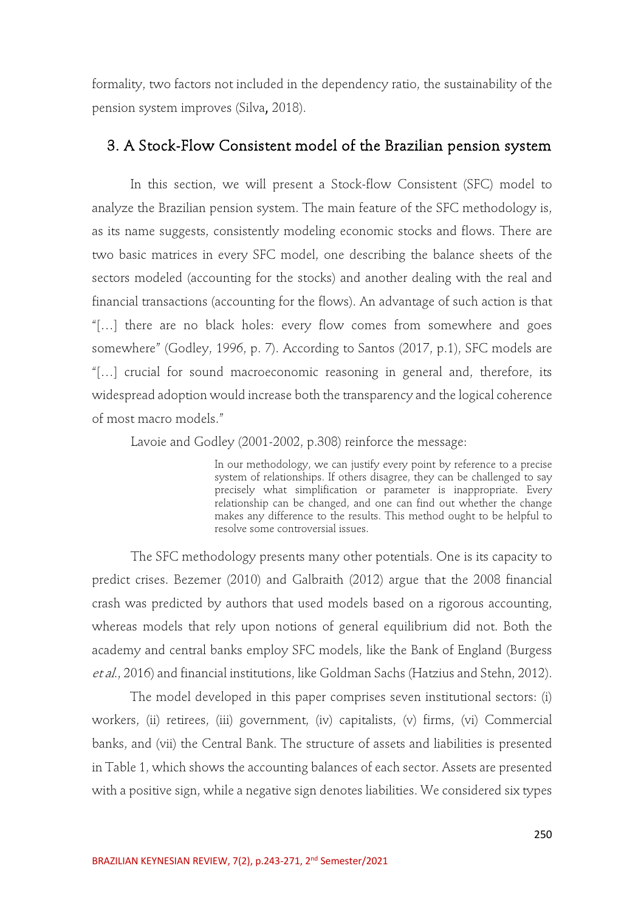formality, two factors not included in the dependency ratio, the sustainability of the pension system improves (Silva, 2018).

## 3. A Stock-Flow Consistent model of the Brazilian pension system

In this section, we will present a Stock-flow Consistent (SFC) model to analyze the Brazilian pension system. The main feature of the SFC methodology is, as its name suggests, consistently modeling economic stocks and flows. There are two basic matrices in every SFC model, one describing the balance sheets of the sectors modeled (accounting for the stocks) and another dealing with the real and financial transactions (accounting for the flows). An advantage of such action is that "[…] there are no black holes: every flow comes from somewhere and goes somewhere" (Godley, 1996, p. 7). According to Santos (2017, p.1), SFC models are "[…] crucial for sound macroeconomic reasoning in general and, therefore, its widespread adoption would increase both the transparency and the logical coherence of most macro models."

Lavoie and Godley (2001-2002, p.308) reinforce the message:

> In our methodology, we can justify every point by reference to a precise system of relationships. If others disagree, they can be challenged to say precisely what simplification or parameter is inappropriate. Every relationship can be changed, and one can find out whether the change makes any difference to the results. This method ought to be helpful to resolve some controversial issues.

The SFC methodology presents many other potentials. One is its capacity to predict crises. Bezemer (2010) and Galbraith (2012) argue that the 2008 financial crash was predicted by authors that used models based on a rigorous accounting, whereas models that rely upon notions of general equilibrium did not. Both the academy and central banks employ SFC models, like the Bank of England (Burgess *et al.*, 2016) and financial institutions, like Goldman Sachs (Hatzius and Stehn, 2012).

The model developed in this paper comprises seven institutional sectors: (i) workers, (ii) retirees, (iii) government, (iv) capitalists, (v) firms, (vi) Commercial banks, and (vii) the Central Bank. The structure of assets and liabilities is presented in Table 1, which shows the accounting balances of each sector. Assets are presented with a positive sign, while a negative sign denotes liabilities. We considered six types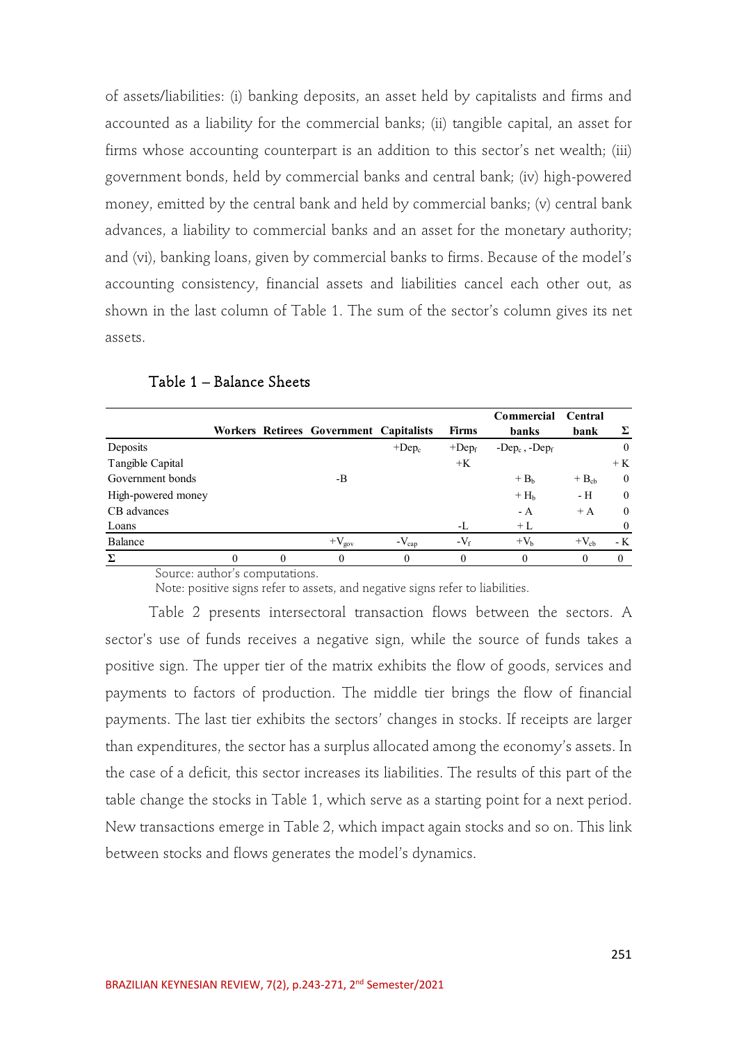of assets/liabilities: (i) banking deposits, an asset held by capitalists and firms and accounted as a liability for the commercial banks; (ii) tangible capital, an asset for firms whose accounting counterpart is an addition to this sector's net wealth; (iii) government bonds, held by commercial banks and central bank; (iv) high-powered money, emitted by the central bank and held by commercial banks; (v) central bank advances, a liability to commercial banks and an asset for the monetary authority; and (vi), banking loans, given by commercial banks to firms. Because of the model's accounting consistency, financial assets and liabilities cancel each other out, as shown in the last column of Table 1. The sum of the sector's column gives its net assets.

Table 1 – Balance Sheets

| | Workers | Retirees | Government | Capitalists | Firms | Commercial banks | Central bank | Σ |
|---|---|---|---|---|---|---|---|---|
| Deposits | | | | $+Dep_c$ | $+Dep_f$ | $-Dep_c$ , $-Dep_f$ | | 0 |
| Tangible Capital | | | | | $+K$ | | | $+K$ |
| Government bonds | | | $-B$ | | | $+B_b$ | $+B_{cb}$ | 0 |
| High-powered money | | | | | | $+H_b$ | $-H$ | 0 |
| CB advances | | | | | | $-A$ | $+A$ | 0 |
| Loans | | | | | $-L$ | $+L$ | | 0 |
| Balance | | | $+V_{gov}$ | $-V_{cap}$ | $-V_f$ | $+V_b$ | $+V_{cb}$ | $-K$ |
| Σ | 0 | 0 | 0 | 0 | 0 | 0 | 0 | 0 |

Source: author's computations.

Note: positive signs refer to assets, and negative signs refer to liabilities.

Table 2 presents intersectoral transaction flows between the sectors. A sector's use of funds receives a negative sign, while the source of funds takes a positive sign. The upper tier of the matrix exhibits the flow of goods, services and payments to factors of production. The middle tier brings the flow of financial payments. The last tier exhibits the sectors' changes in stocks. If receipts are larger than expenditures, the sector has a surplus allocated among the economy's assets. In the case of a deficit, this sector increases its liabilities. The results of this part of the table change the stocks in Table 1, which serve as a starting point for a next period. New transactions emerge in Table 2, which impact again stocks and so on. This link between stocks and flows generates the model's dynamics.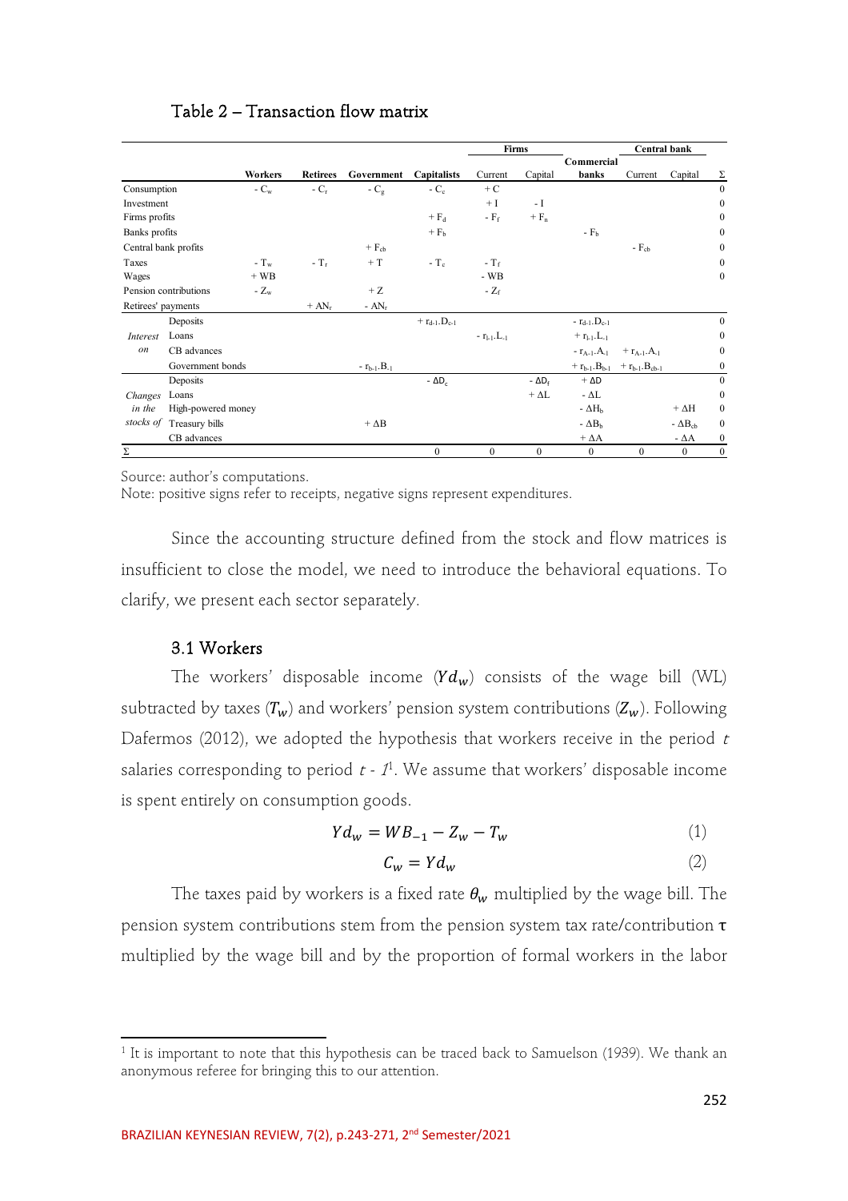Table 2 – Transaction flow matrix

| | | Workers | Retirees | Government | Capitalists | Firms | | Commercial banks | Central bank | | Σ |
|---|---|---|---|---|---|---|---|---|---|---|---|
| | | | | | | Current | Capital | | Current | Capital | |
| Consumption | | $-C_w$ | $-C_r$ | $-C_g$ | $-C_c$ | $+C$ | | | | | 0 |
| Investment | | | | | | $+I$ | $-I$ | | | | 0 |
| Firms profits | | | | | $+F_d$ | $-F_f$ | $+F_n$ | | | | 0 |
| Banks profits | | | | | $+F_b$ | | | $-F_b$ | | | 0 |
| Central bank profits | | | | $+F_{cb}$ | | | | | $-F_{cb}$ | | 0 |
| Taxes | | $-T_w$ | $-T_r$ | $+T$ | $-T_c$ | $-T_f$ | | | | | 0 |
| Wages | | $+WB$ | | | | $-WB$ | | | | | 0 |
| Pension contributions | | $-Z_w$ | | $+Z$ | | $-Z_f$ | | | | | |
| Retirees' payments | | | $+AN_r$ | $-AN_r$ | | | | | | | |
| Interest on | Deposits | | | | $+r_{d-1}.D_{c-1}$ | | | $-r_{d-1}.D_{c-1}$ | | | 0 |
| | Loans | | | | | $-r_{l-1}.L_{-1}$ | | $+r_{l-1}.L_{-1}$ | | | 0 |
| | CB advances | | | | | | | $-r_{A-1}.A_{-1}$ | $+r_{A-1}.A_{-1}$ | | 0 |
| | Government bonds | | | $-r_{b-1}.B_{-1}$ | | | | $+r_{b-1}.B_{b-1}$ | $+r_{b-1}.B_{cb-1}$ | | 0 |
| Changes in the stocks of | Deposits | | | | $-\Delta D_c$ | | $-\Delta D_f$ | $+\Delta D$ | | | 0 |
| | Loans | | | | | | $+\Delta L$ | $-\Delta L$ | | | 0 |
| | High-powered money | | | | | | | $-\Delta H_b$ | | $+\Delta H$ | 0 |
| | Treasury bills | | | $+\Delta B$ | | | | $-\Delta B_b$ | | $-\Delta B_{cb}$ | 0 |
| | CB advances | | | | | | | $+\Delta A$ | | $-\Delta A$ | 0 |
| Σ | | | | | 0 | 0 | 0 | 0 | 0 | 0 | 0 |

Source: author's computations.
Note: positive signs refer to receipts, negative signs represent expenditures.

Since the accounting structure defined from the stock and flow matrices is insufficient to close the model, we need to introduce the behavioral equations. To clarify, we present each sector separately.

### 3.1 Workers

The workers' disposable income ($Yd_w$) consists of the wage bill (WL) subtracted by taxes ($T_w$) and workers' pension system contributions ($Z_w$). Following Dafermos (2012), we adopted the hypothesis that workers receive in the period $t$ salaries corresponding to period $t$ - $1$[1]. We assume that workers' disposable income is spent entirely on consumption goods.

$$Yd_w = WB_{-1} - Z_w - T_w \tag{1}$$

$$C_w = Yd_w \tag{2}$$

The taxes paid by workers is a fixed rate $\theta_w$ multiplied by the wage bill. The pension system contributions stem from the pension system tax rate/contribution $\tau$ multiplied by the wage bill and by the proportion of formal workers in the labor

[1] It is important to note that this hypothesis can be traced back to Samuelson (1939). We thank an anonymous referee for bringing this to our attention.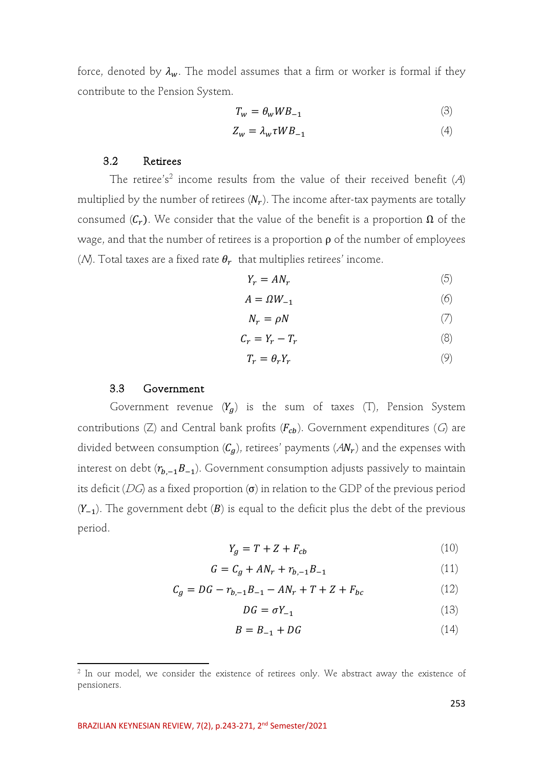force, denoted by $\lambda_w$. The model assumes that a firm or worker is formal if they contribute to the Pension System.

$$T_w = \theta_w WB_{-1} \tag{3}$$

$$Z_w = \lambda_w \tau WB_{-1} \tag{4}$$

### 3.2 Retirees

The retiree's[2] income results from the value of their received benefit ($A$) multiplied by the number of retirees ($N_r$). The income after-tax payments are totally consumed ($C_r$). We consider that the value of the benefit is a proportion $\Omega$ of the wage, and that the number of retirees is a proportion $\rho$ of the number of employees ($N$). Total taxes are a fixed rate $\theta_r$ that multiplies retirees' income.

$$Y_r = AN_r \tag{5}$$

$$A = \Omega W_{-1} \tag{6}$$

$$N_r = \rho N \tag{7}$$

$$C_r = Y_r - T_r \tag{8}$$

$$T_r = \theta_r Y_r \tag{9}$$

### 3.3 Government

Government revenue ($Y_g$) is the sum of taxes ($T$), Pension System contributions ($Z$) and Central bank profits ($F_{cb}$). Government expenditures ($G$) are divided between consumption ($C_g$), retirees' payments ($AN_r$) and the expenses with interest on debt ($r_{b,-1}B_{-1}$). Government consumption adjusts passively to maintain its deficit ($DG$) as a fixed proportion ($\sigma$) in relation to the GDP of the previous period ($Y_{-1}$). The government debt ($B$) is equal to the deficit plus the debt of the previous period.

$$Y_g = T + Z + F_{cb} \tag{10}$$

$$G = C_g + AN_r + r_{b,-1}B_{-1} \tag{11}$$

$$C_g = DG - r_{b,-1}B_{-1} - AN_r + T + Z + F_{bc} \tag{12}$$

$$DG = \sigma Y_{-1} \tag{13}$$

$$B = B_{-1} + DG \tag{14}$$

[2] In our model, we consider the existence of retirees only. We abstract away the existence of pensioners.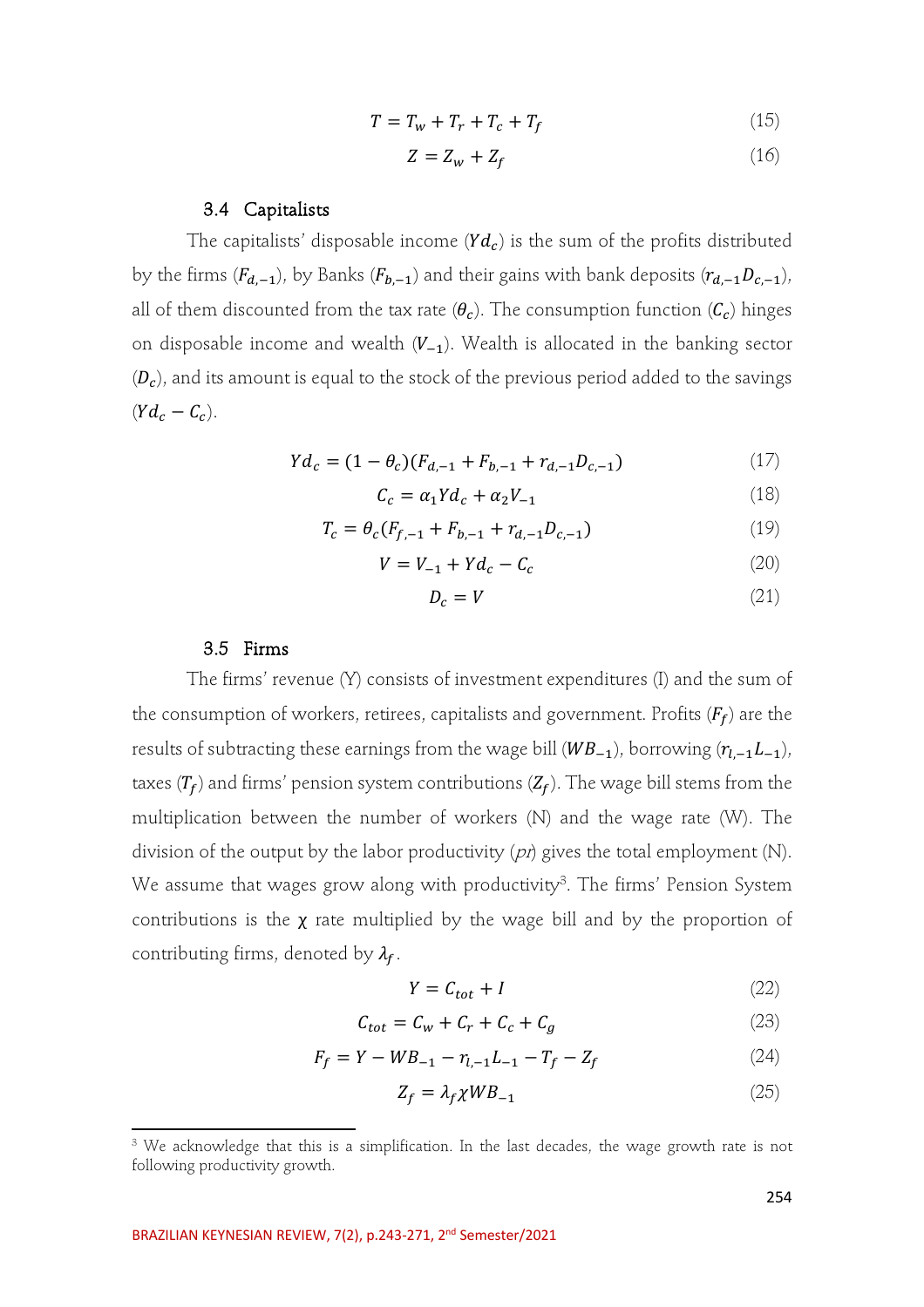$$T = T_w + T_r + T_c + T_f \tag{15}$$

$$Z = Z_w + Z_f \tag{16}$$

### 3.4 Capitalists

The capitalists' disposable income ($Yd_c$) is the sum of the profits distributed by the firms ($F_{d,-1}$), by Banks ($F_{b,-1}$) and their gains with bank deposits ($r_{d,-1}D_{c,-1}$), all of them discounted from the tax rate ($\theta_c$). The consumption function ($C_c$) hinges on disposable income and wealth ($V_{-1}$). Wealth is allocated in the banking sector ($D_c$), and its amount is equal to the stock of the previous period added to the savings ($Yd_c - C_c$).

$$Yd_c = (1 - \theta_c)(F_{d,-1} + F_{b,-1} + r_{d,-1}D_{c,-1}) \tag{17}$$

$$C_c = \alpha_1 Yd_c + \alpha_2 V_{-1} \tag{18}$$

$$T_c = \theta_c(F_{f,-1} + F_{b,-1} + r_{d,-1}D_{c,-1}) \tag{19}$$

$$V = V_{-1} + Yd_c - C_c \tag{20}$$

$$D_c = V \tag{21}$$

### 3.5 Firms

The firms' revenue (Y) consists of investment expenditures (I) and the sum of the consumption of workers, retirees, capitalists and government. Profits ($F_f$) are the results of subtracting these earnings from the wage bill ($WB_{-1}$), borrowing ($r_{l,-1}L_{-1}$), taxes ($T_f$) and firms' pension system contributions ($Z_f$). The wage bill stems from the multiplication between the number of workers (N) and the wage rate (W). The division of the output by the labor productivity (*pr*) gives the total employment (N). We assume that wages grow along with productivity[3]. The firms' Pension System contributions is the $\chi$ rate multiplied by the wage bill and by the proportion of contributing firms, denoted by $\lambda_f$.

$$Y = C_{tot} + I \tag{22}$$

$$C_{tot} = C_w + C_r + C_c + C_g \tag{23}$$

$$F_f = Y - WB_{-1} - r_{l,-1}L_{-1} - T_f - Z_f \tag{24}$$

$$Z_f = \lambda_f \chi WB_{-1} \tag{25}$$

[3] We acknowledge that this is a simplification. In the last decades, the wage growth rate is not following productivity growth.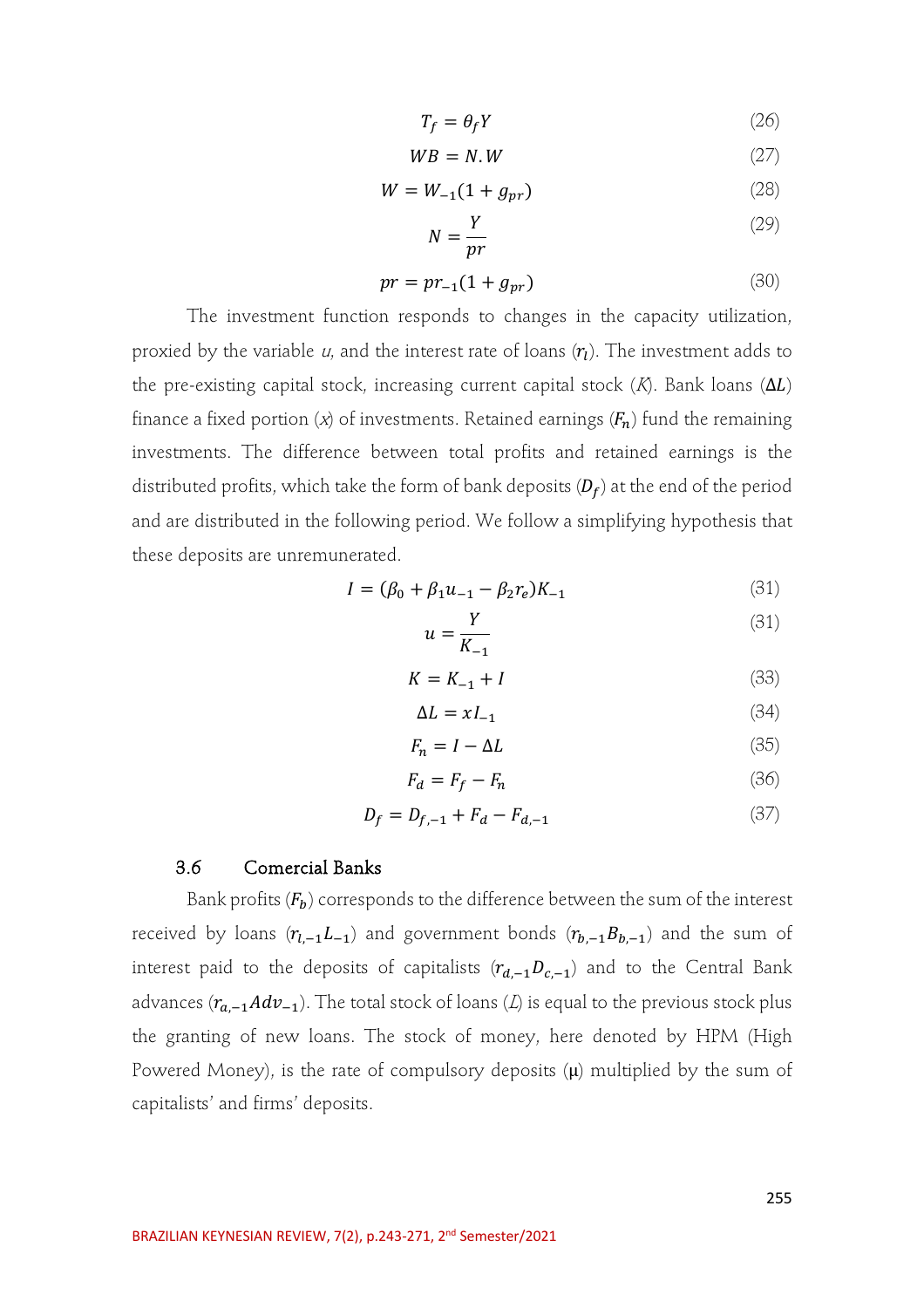$$T_f = \theta_f Y \tag{26}$$

$$WB = N.W \tag{27}$$

$$W = W_{-1}(1 + g_{pr}) \tag{28}$$

$$N = \frac{Y}{pr} \tag{29}$$

$$pr = pr_{-1}(1 + g_{pr}) \tag{30}$$

The investment function responds to changes in the capacity utilization, proxied by the variable $u$, and the interest rate of loans ($r_l$). The investment adds to the pre-existing capital stock, increasing current capital stock ($K$). Bank loans ($\Delta L$) finance a fixed portion ($x$) of investments. Retained earnings ($F_n$) fund the remaining investments. The difference between total profits and retained earnings is the distributed profits, which take the form of bank deposits ($D_f$) at the end of the period and are distributed in the following period. We follow a simplifying hypothesis that these deposits are unremunerated.

$$I = (\beta_0 + \beta_1 u_{-1} - \beta_2 r_e)K_{-1} \tag{31}$$

$$u = \frac{Y}{K_{-1}} \tag{31}$$

$$K = K_{-1} + I \tag{33}$$

$$\Delta L = xI_{-1} \tag{34}$$

$$F_n = I - \Delta L \tag{35}$$

$$F_d = F_f - F_n \tag{36}$$

$$D_f = D_{f,-1} + F_d - F_{d,-1} \tag{37}$$

### 3.6 Comercial Banks

Bank profits ($F_b$) corresponds to the difference between the sum of the interest received by loans ($r_{l,-1}L_{-1}$) and government bonds ($r_{b,-1}B_{b,-1}$) and the sum of interest paid to the deposits of capitalists ($r_{d,-1}D_{c,-1}$) and to the Central Bank advances ($r_{a,-1}Adv_{-1}$). The total stock of loans ($L$) is equal to the previous stock plus the granting of new loans. The stock of money, here denoted by HPM (High Powered Money), is the rate of compulsory deposits ($\mu$) multiplied by the sum of capitalists' and firms' deposits.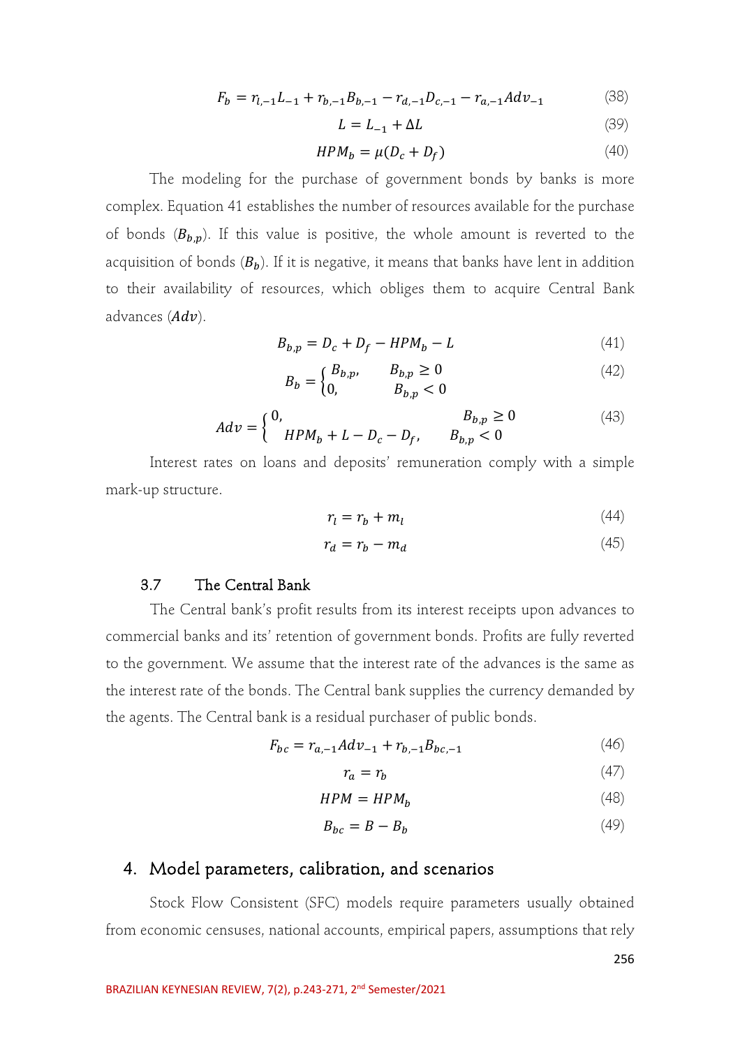$$F_b = r_{l,-1}L_{-1} + r_{b,-1}B_{b,-1} - r_{d,-1}D_{c,-1} - r_{a,-1}Adv_{-1} \tag{38}$$

$$L = L_{-1} + \Delta L \tag{39}$$

$$HPM_b = \mu(D_c + D_f) \tag{40}$$

The modeling for the purchase of government bonds by banks is more complex. Equation 41 establishes the number of resources available for the purchase of bonds ($B_{b,p}$). If this value is positive, the whole amount is reverted to the acquisition of bonds ($B_b$). If it is negative, it means that banks have lent in addition to their availability of resources, which obliges them to acquire Central Bank advances ($Adv$).

$$B_{b,p} = D_c + D_f - HPM_b - L \tag{41}$$

$$B_b = \begin{cases} B_{b,p}, & B_{b,p} \geq 0 \\ 0, & B_{b,p} < 0 \end{cases} \tag{42}$$

$$Adv = \begin{cases} 0, & B_{b,p} \geq 0 \\ HPM_b + L - D_c - D_f, & B_{b,p} < 0 \end{cases} \tag{43}$$

Interest rates on loans and deposits' remuneration comply with a simple mark-up structure.

$$r_l = r_b + m_l \tag{44}$$

$$r_d = r_b - m_d \tag{45}$$

### 3.7 The Central Bank

The Central bank's profit results from its interest receipts upon advances to commercial banks and its' retention of government bonds. Profits are fully reverted to the government. We assume that the interest rate of the advances is the same as the interest rate of the bonds. The Central bank supplies the currency demanded by the agents. The Central bank is a residual purchaser of public bonds.

$$F_{bc} = r_{a,-1}Adv_{-1} + r_{b,-1}B_{bc,-1} \tag{46}$$

$$r_a = r_b \tag{47}$$

$$HPM = HPM_b \tag{48}$$

$$B_{bc} = B - B_b \tag{49}$$

## 4. Model parameters, calibration, and scenarios

Stock Flow Consistent (SFC) models require parameters usually obtained from economic censuses, national accounts, empirical papers, assumptions that rely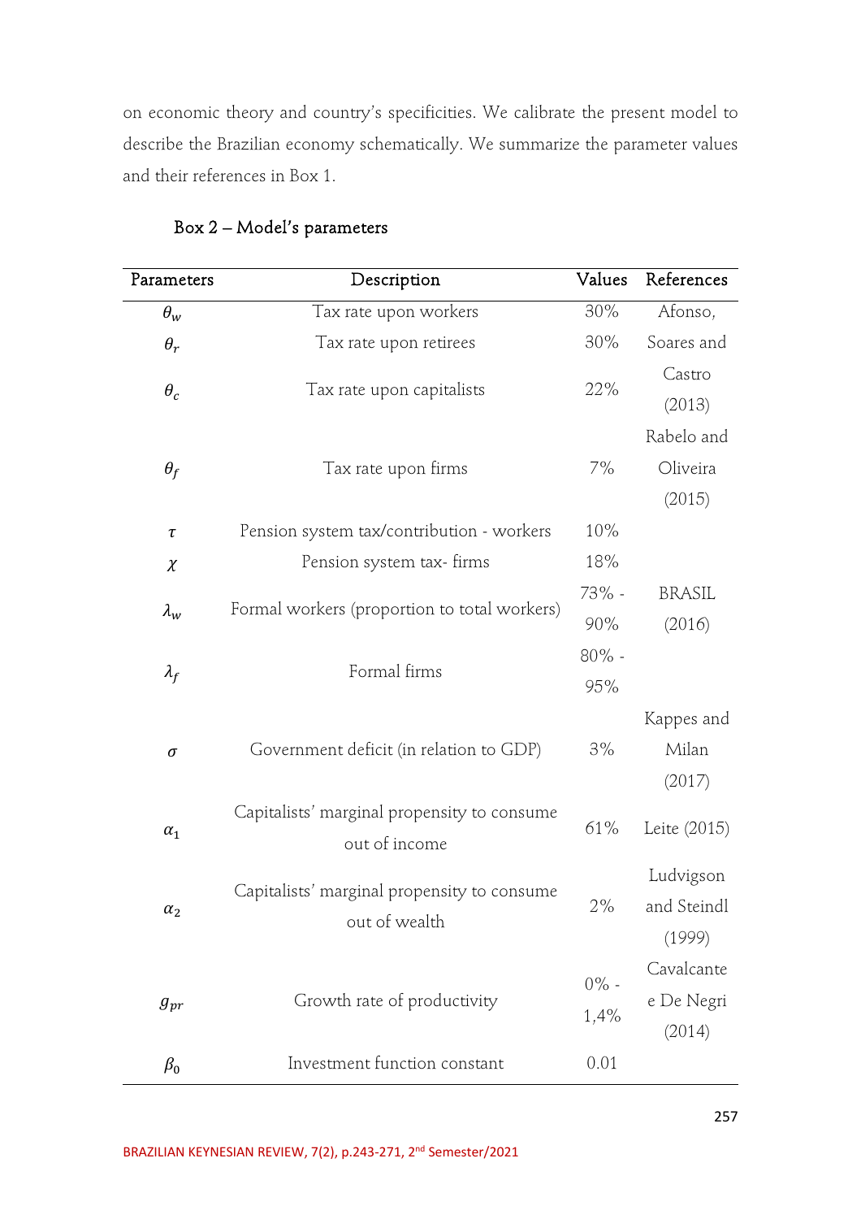on economic theory and country's specificities. We calibrate the present model to describe the Brazilian economy schematically. We summarize the parameter values and their references in Box 1.

Box 2 – Model's parameters

| Parameters | Description | Values | References |
|---|---|---|---|
| $\theta_w$ | Tax rate upon workers | 30% | Afonso, Soares and Castro (2013) |
| $\theta_r$ | Tax rate upon retirees | 30% | |
| $\theta_c$ | Tax rate upon capitalists | 22% | |
| $\theta_f$ | Tax rate upon firms | 7% | Rabelo and Oliveira (2015) |
| $\tau$ | Pension system tax/contribution - workers | 10% | |
| $\chi$ | Pension system tax- firms | 18% | |
| $\lambda_w$ | Formal workers (proportion to total workers) | 73% - 90% | BRASIL (2016) |
| $\lambda_f$ | Formal firms | 80% - 95% | |
| $\sigma$ | Government deficit (in relation to GDP) | 3% | Kappes and Milan (2017) |
| $\alpha_1$ | Capitalists' marginal propensity to consume out of income | 61% | Leite (2015) |
| $\alpha_2$ | Capitalists' marginal propensity to consume out of wealth | 2% | Ludvigson and Steindl (1999) |
| $g_{pr}$ | Growth rate of productivity | 0% - 1,4% | Cavalcante e De Negri (2014) |
| $\beta_0$ | Investment function constant | 0.01 | |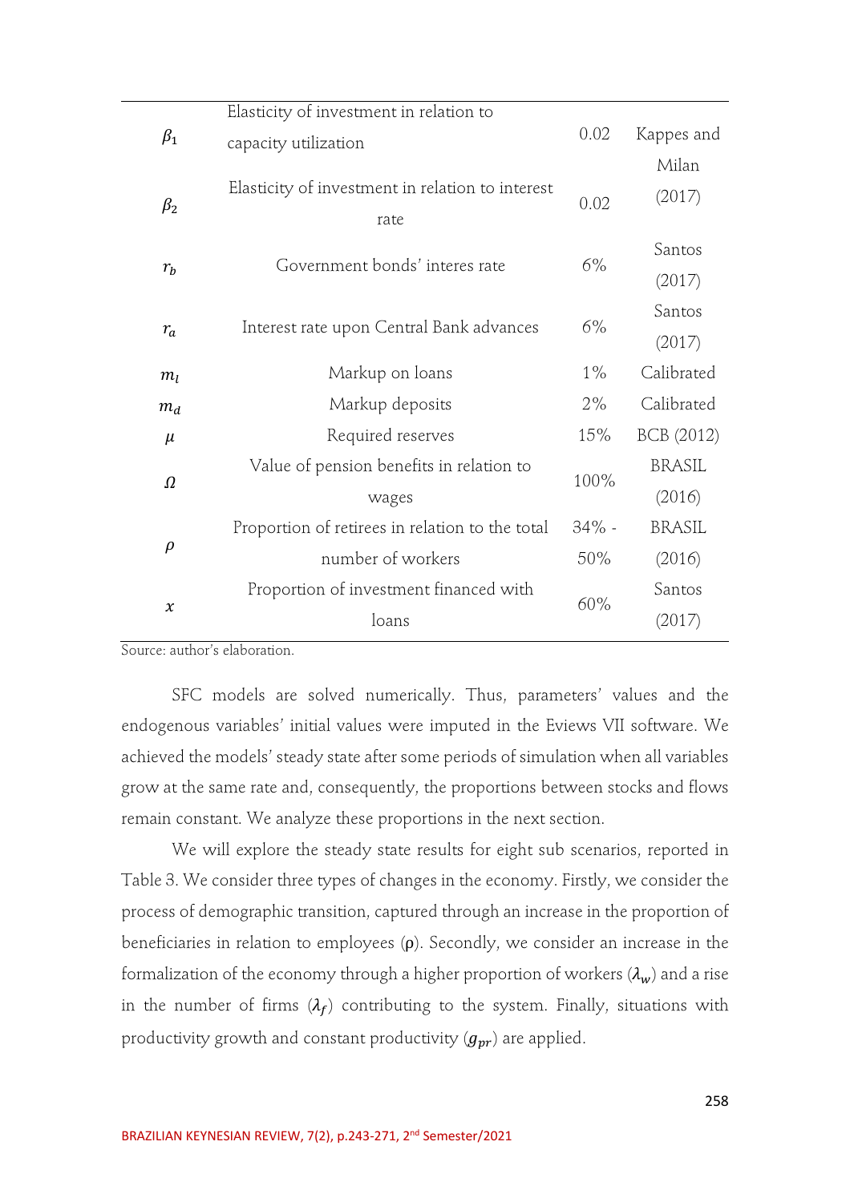| | | | |
|---|---|---|---|
| $\beta_1$ | Elasticity of investment in relation to capacity utilization | 0.02 | Kappes and Milan (2017) |
| $\beta_2$ | Elasticity of investment in relation to interest rate | 0.02 | |
| $r_b$ | Government bonds' interes rate | 6% | Santos (2017) |
| $r_a$ | Interest rate upon Central Bank advances | 6% | Santos (2017) |
| $m_l$ | Markup on loans | 1% | Calibrated |
| $m_d$ | Markup deposits | 2% | Calibrated |
| $\mu$ | Required reserves | 15% | BCB (2012) |
| $\Omega$ | Value of pension benefits in relation to wages | 100% | BRASIL (2016) |
| $\rho$ | Proportion of retirees in relation to the total number of workers | 34% - 50% | BRASIL (2016) |
| $x$ | Proportion of investment financed with loans | 60% | Santos (2017) |

Source: author's elaboration.

SFC models are solved numerically. Thus, parameters' values and the endogenous variables' initial values were imputed in the Eviews VII software. We achieved the models' steady state after some periods of simulation when all variables grow at the same rate and, consequently, the proportions between stocks and flows remain constant. We analyze these proportions in the next section.

We will explore the steady state results for eight sub scenarios, reported in Table 3. We consider three types of changes in the economy. Firstly, we consider the process of demographic transition, captured through an increase in the proportion of beneficiaries in relation to employees ($\rho$). Secondly, we consider an increase in the formalization of the economy through a higher proportion of workers ($\lambda_w$) and a rise in the number of firms ($\lambda_f$) contributing to the system. Finally, situations with productivity growth and constant productivity ($g_{pr}$) are applied.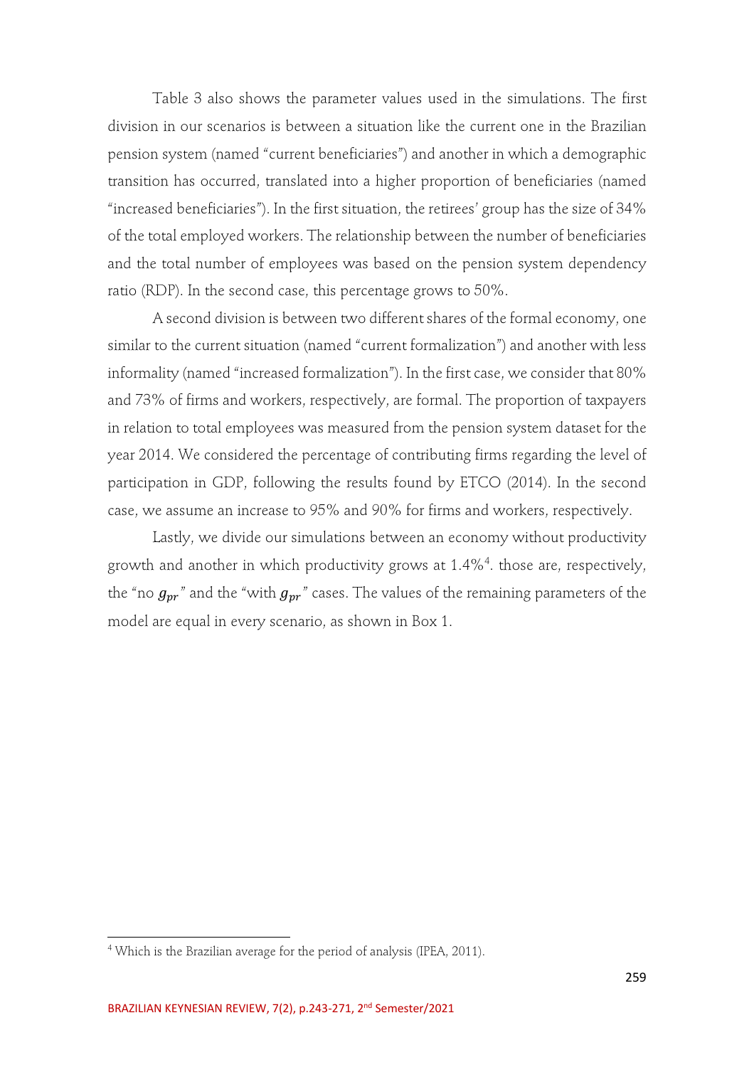Table 3 also shows the parameter values used in the simulations. The first division in our scenarios is between a situation like the current one in the Brazilian pension system (named "current beneficiaries") and another in which a demographic transition has occurred, translated into a higher proportion of beneficiaries (named "increased beneficiaries"). In the first situation, the retirees' group has the size of 34% of the total employed workers. The relationship between the number of beneficiaries and the total number of employees was based on the pension system dependency ratio (RDP). In the second case, this percentage grows to 50%.

A second division is between two different shares of the formal economy, one similar to the current situation (named "current formalization") and another with less informality (named "increased formalization"). In the first case, we consider that 80% and 73% of firms and workers, respectively, are formal. The proportion of taxpayers in relation to total employees was measured from the pension system dataset for the year 2014. We considered the percentage of contributing firms regarding the level of participation in GDP, following the results found by ETCO (2014). In the second case, we assume an increase to 95% and 90% for firms and workers, respectively.

Lastly, we divide our simulations between an economy without productivity growth and another in which productivity grows at 1.4%[4]. those are, respectively, the "no $g_{pr}$" and the "with $g_{pr}$" cases. The values of the remaining parameters of the model are equal in every scenario, as shown in Box 1.

[4] Which is the Brazilian average for the period of analysis (IPEA, 2011).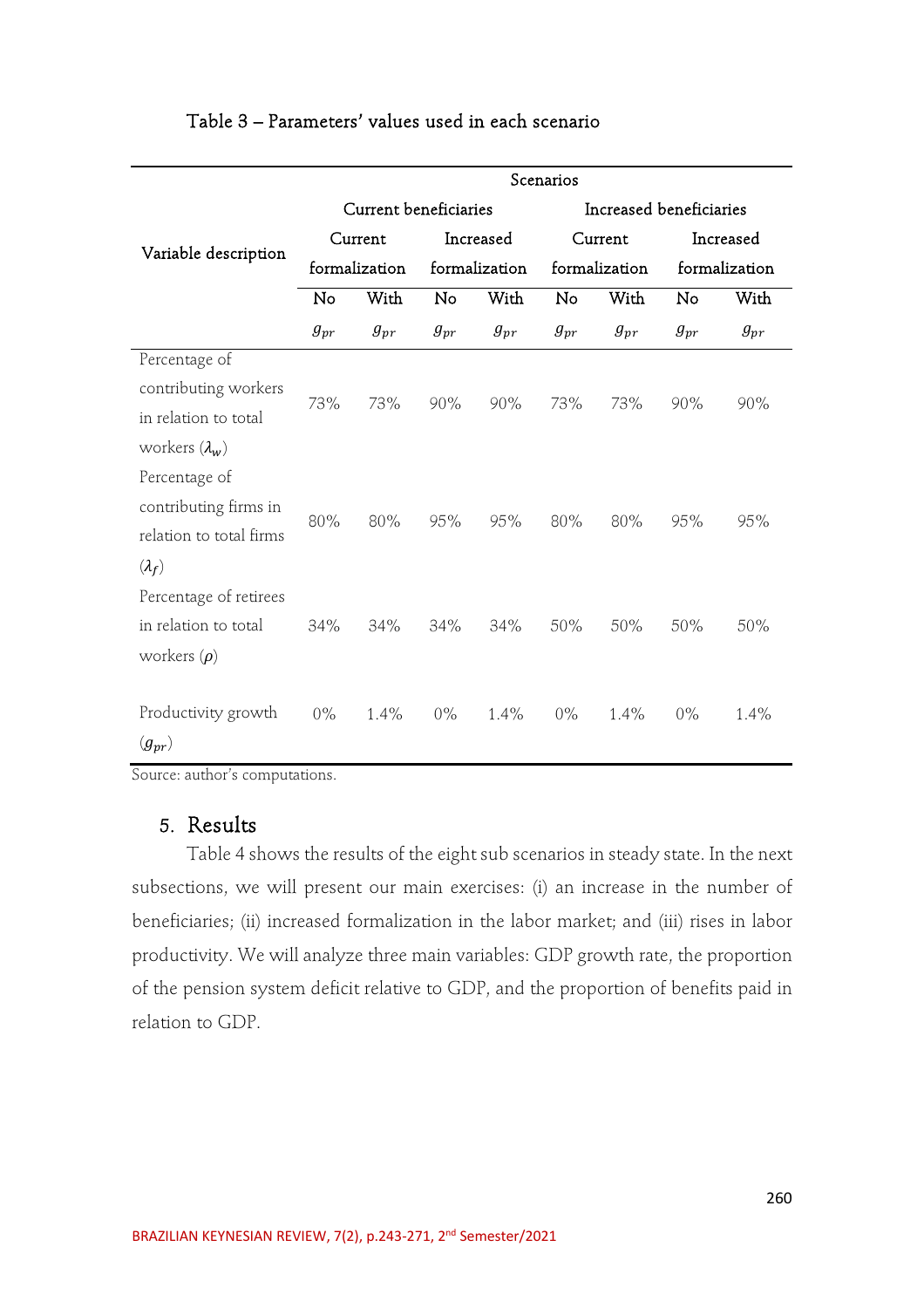Table 3 – Parameters' values used in each scenario

| Variable description | Scenarios | | | | | | | |
|---|---|---|---|---|---|---|---|---|
| | Current beneficiaries | | | | Increased beneficiaries | | | |
| | Current formalization | | Increased formalization | | Current formalization | | Increased formalization | |
| | No $g_{pr}$ | With $g_{pr}$ | No $g_{pr}$ | With $g_{pr}$ | No $g_{pr}$ | With $g_{pr}$ | No $g_{pr}$ | With $g_{pr}$ |
| Percentage of contributing workers in relation to total workers ($\lambda_w$) | 73% | 73% | 90% | 90% | 73% | 73% | 90% | 90% |
| Percentage of contributing firms in relation to total firms ($\lambda_f$) | 80% | 80% | 95% | 95% | 80% | 80% | 95% | 95% |
| Percentage of retirees in relation to total workers ($\rho$) | 34% | 34% | 34% | 34% | 50% | 50% | 50% | 50% |
| Productivity growth ($g_{pr}$) | 0% | 1.4% | 0% | 1.4% | 0% | 1.4% | 0% | 1.4% |

Source: author's computations.

## 5. Results

Table 4 shows the results of the eight sub scenarios in steady state. In the next subsections, we will present our main exercises: (i) an increase in the number of beneficiaries; (ii) increased formalization in the labor market; and (iii) rises in labor productivity. We will analyze three main variables: GDP growth rate, the proportion of the pension system deficit relative to GDP, and the proportion of benefits paid in relation to GDP.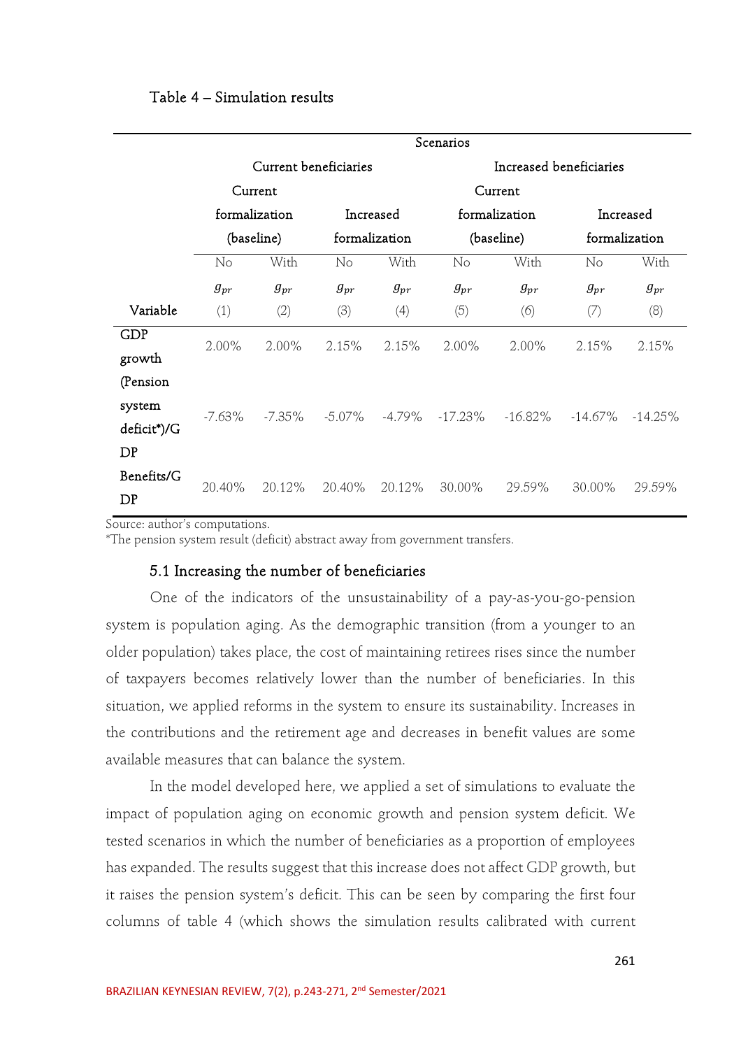Table 4 – Simulation results

| | Scenarios | | | | | | | |
|---|---|---|---|---|---|---|---|---|
| | Current beneficiaries | | | | Increased beneficiaries | | | |
| | Current formalization (baseline) | | Increased formalization | | Current formalization (baseline) | | Increased formalization | |
| | No $g_{pr}$ | With $g_{pr}$ | No $g_{pr}$ | With $g_{pr}$ | No $g_{pr}$ | With $g_{pr}$ | No $g_{pr}$ | With $g_{pr}$ |
| Variable | (1) | (2) | (3) | (4) | (5) | (6) | (7) | (8) |
| GDP growth | 2.00% | 2.00% | 2.15% | 2.15% | 2.00% | 2.00% | 2.15% | 2.15% |
| (Pension system deficit*)/GDP | -7.63% | -7.35% | -5.07% | -4.79% | -17.23% | -16.82% | -14.67% | -14.25% |
| Benefits/GDP | 20.40% | 20.12% | 20.40% | 20.12% | 30.00% | 29.59% | 30.00% | 29.59% |

Source: author's computations.
*The pension system result (deficit) abstract away from government transfers.

### 5.1 Increasing the number of beneficiaries

One of the indicators of the unsustainability of a pay-as-you-go-pension system is population aging. As the demographic transition (from a younger to an older population) takes place, the cost of maintaining retirees rises since the number of taxpayers becomes relatively lower than the number of beneficiaries. In this situation, we applied reforms in the system to ensure its sustainability. Increases in the contributions and the retirement age and decreases in benefit values are some available measures that can balance the system.

In the model developed here, we applied a set of simulations to evaluate the impact of population aging on economic growth and pension system deficit. We tested scenarios in which the number of beneficiaries as a proportion of employees has expanded. The results suggest that this increase does not affect GDP growth, but it raises the pension system's deficit. This can be seen by comparing the first four columns of table 4 (which shows the simulation results calibrated with current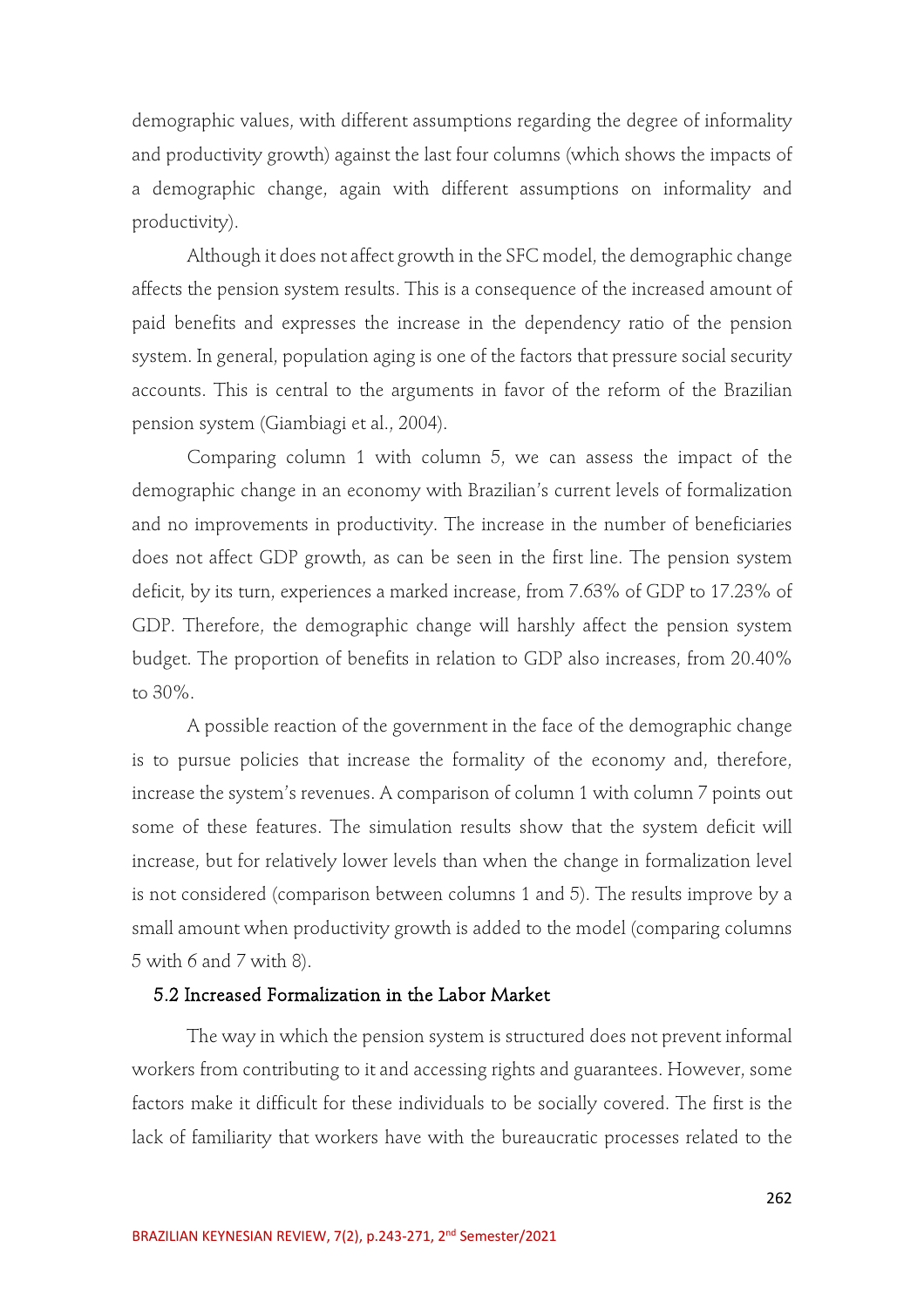demographic values, with different assumptions regarding the degree of informality and productivity growth) against the last four columns (which shows the impacts of a demographic change, again with different assumptions on informality and productivity).

Although it does not affect growth in the SFC model, the demographic change affects the pension system results. This is a consequence of the increased amount of paid benefits and expresses the increase in the dependency ratio of the pension system. In general, population aging is one of the factors that pressure social security accounts. This is central to the arguments in favor of the reform of the Brazilian pension system (Giambiagi et al., 2004).

Comparing column 1 with column 5, we can assess the impact of the demographic change in an economy with Brazilian's current levels of formalization and no improvements in productivity. The increase in the number of beneficiaries does not affect GDP growth, as can be seen in the first line. The pension system deficit, by its turn, experiences a marked increase, from 7.63% of GDP to 17.23% of GDP. Therefore, the demographic change will harshly affect the pension system budget. The proportion of benefits in relation to GDP also increases, from 20.40% to 30%.

A possible reaction of the government in the face of the demographic change is to pursue policies that increase the formality of the economy and, therefore, increase the system's revenues. A comparison of column 1 with column 7 points out some of these features. The simulation results show that the system deficit will increase, but for relatively lower levels than when the change in formalization level is not considered (comparison between columns 1 and 5). The results improve by a small amount when productivity growth is added to the model (comparing columns 5 with 6 and 7 with 8).

## 5.2 Increased Formalization in the Labor Market

The way in which the pension system is structured does not prevent informal workers from contributing to it and accessing rights and guarantees. However, some factors make it difficult for these individuals to be socially covered. The first is the lack of familiarity that workers have with the bureaucratic processes related to the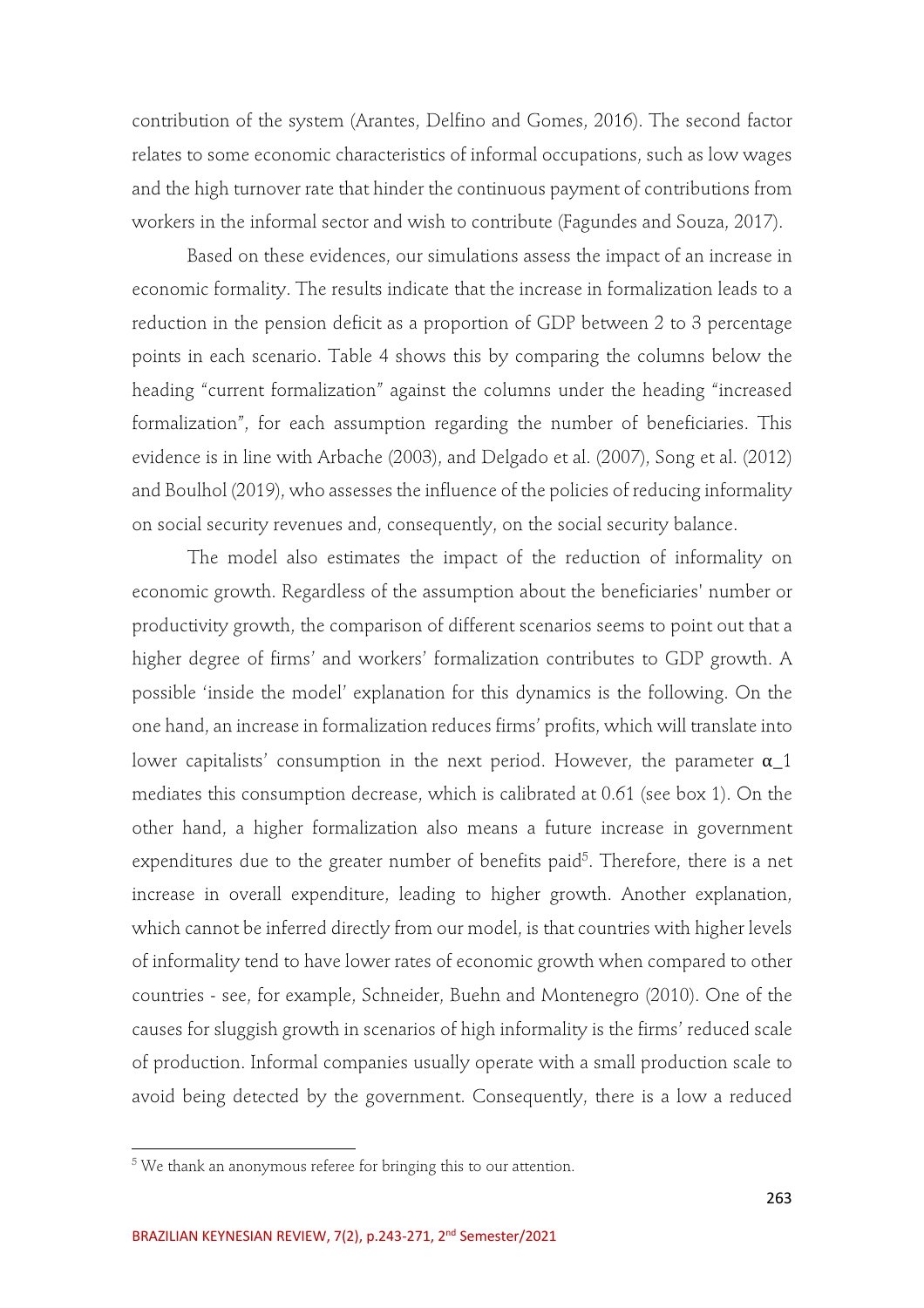contribution of the system (Arantes, Delfino and Gomes, 2016). The second factor relates to some economic characteristics of informal occupations, such as low wages and the high turnover rate that hinder the continuous payment of contributions from workers in the informal sector and wish to contribute (Fagundes and Souza, 2017).

Based on these evidences, our simulations assess the impact of an increase in economic formality. The results indicate that the increase in formalization leads to a reduction in the pension deficit as a proportion of GDP between 2 to 3 percentage points in each scenario. Table 4 shows this by comparing the columns below the heading "current formalization" against the columns under the heading "increased formalization", for each assumption regarding the number of beneficiaries. This evidence is in line with Arbache (2003), and Delgado et al. (2007), Song et al. (2012) and Boulhol (2019), who assesses the influence of the policies of reducing informality on social security revenues and, consequently, on the social security balance.

The model also estimates the impact of the reduction of informality on economic growth. Regardless of the assumption about the beneficiaries' number or productivity growth, the comparison of different scenarios seems to point out that a higher degree of firms' and workers' formalization contributes to GDP growth. A possible 'inside the model' explanation for this dynamics is the following. On the one hand, an increase in formalization reduces firms' profits, which will translate into lower capitalists' consumption in the next period. However, the parameter $\alpha_1$ mediates this consumption decrease, which is calibrated at 0.61 (see box 1). On the other hand, a higher formalization also means a future increase in government expenditures due to the greater number of benefits paid[5]. Therefore, there is a net increase in overall expenditure, leading to higher growth. Another explanation, which cannot be inferred directly from our model, is that countries with higher levels of informality tend to have lower rates of economic growth when compared to other countries - see, for example, Schneider, Buehn and Montenegro (2010). One of the causes for sluggish growth in scenarios of high informality is the firms' reduced scale of production. Informal companies usually operate with a small production scale to avoid being detected by the government. Consequently, there is a low a reduced

[5] We thank an anonymous referee for bringing this to our attention.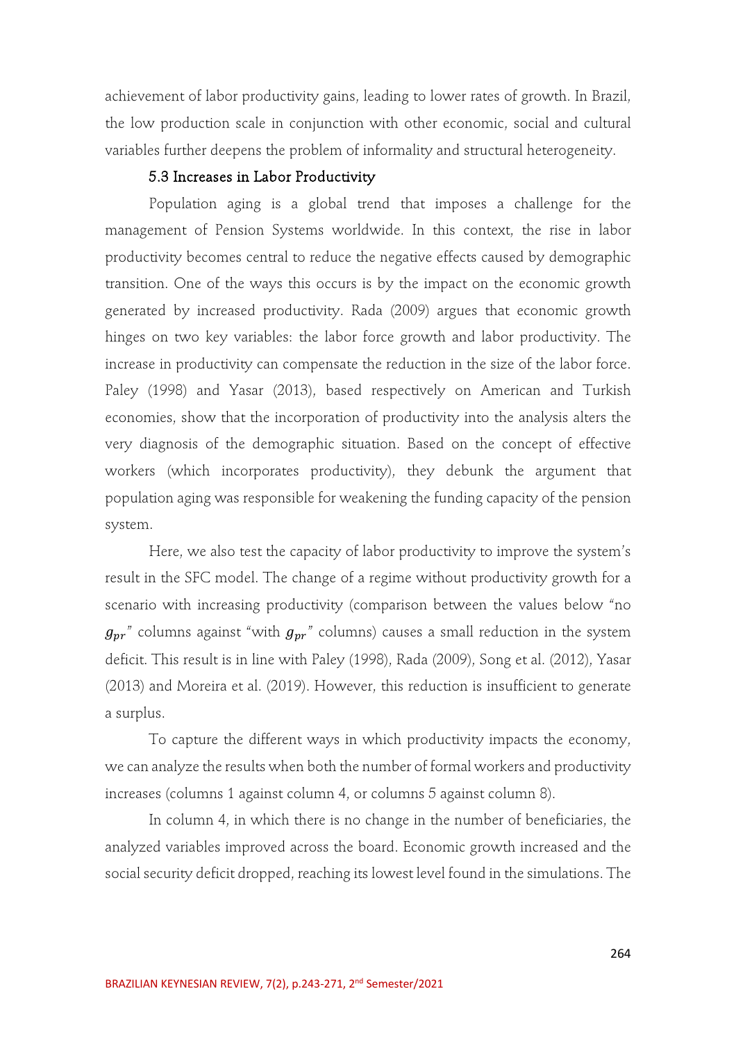achievement of labor productivity gains, leading to lower rates of growth. In Brazil, the low production scale in conjunction with other economic, social and cultural variables further deepens the problem of informality and structural heterogeneity.

### 5.3 Increases in Labor Productivity

Population aging is a global trend that imposes a challenge for the management of Pension Systems worldwide. In this context, the rise in labor productivity becomes central to reduce the negative effects caused by demographic transition. One of the ways this occurs is by the impact on the economic growth generated by increased productivity. Rada (2009) argues that economic growth hinges on two key variables: the labor force growth and labor productivity. The increase in productivity can compensate the reduction in the size of the labor force. Paley (1998) and Yasar (2013), based respectively on American and Turkish economies, show that the incorporation of productivity into the analysis alters the very diagnosis of the demographic situation. Based on the concept of effective workers (which incorporates productivity), they debunk the argument that population aging was responsible for weakening the funding capacity of the pension system.

Here, we also test the capacity of labor productivity to improve the system's result in the SFC model. The change of a regime without productivity growth for a scenario with increasing productivity (comparison between the values below "no $g_{pr}$" columns against "with $g_{pr}$" columns) causes a small reduction in the system deficit. This result is in line with Paley (1998), Rada (2009), Song et al. (2012), Yasar (2013) and Moreira et al. (2019). However, this reduction is insufficient to generate a surplus.

To capture the different ways in which productivity impacts the economy, we can analyze the results when both the number of formal workers and productivity increases (columns 1 against column 4, or columns 5 against column 8).

In column 4, in which there is no change in the number of beneficiaries, the analyzed variables improved across the board. Economic growth increased and the social security deficit dropped, reaching its lowest level found in the simulations. The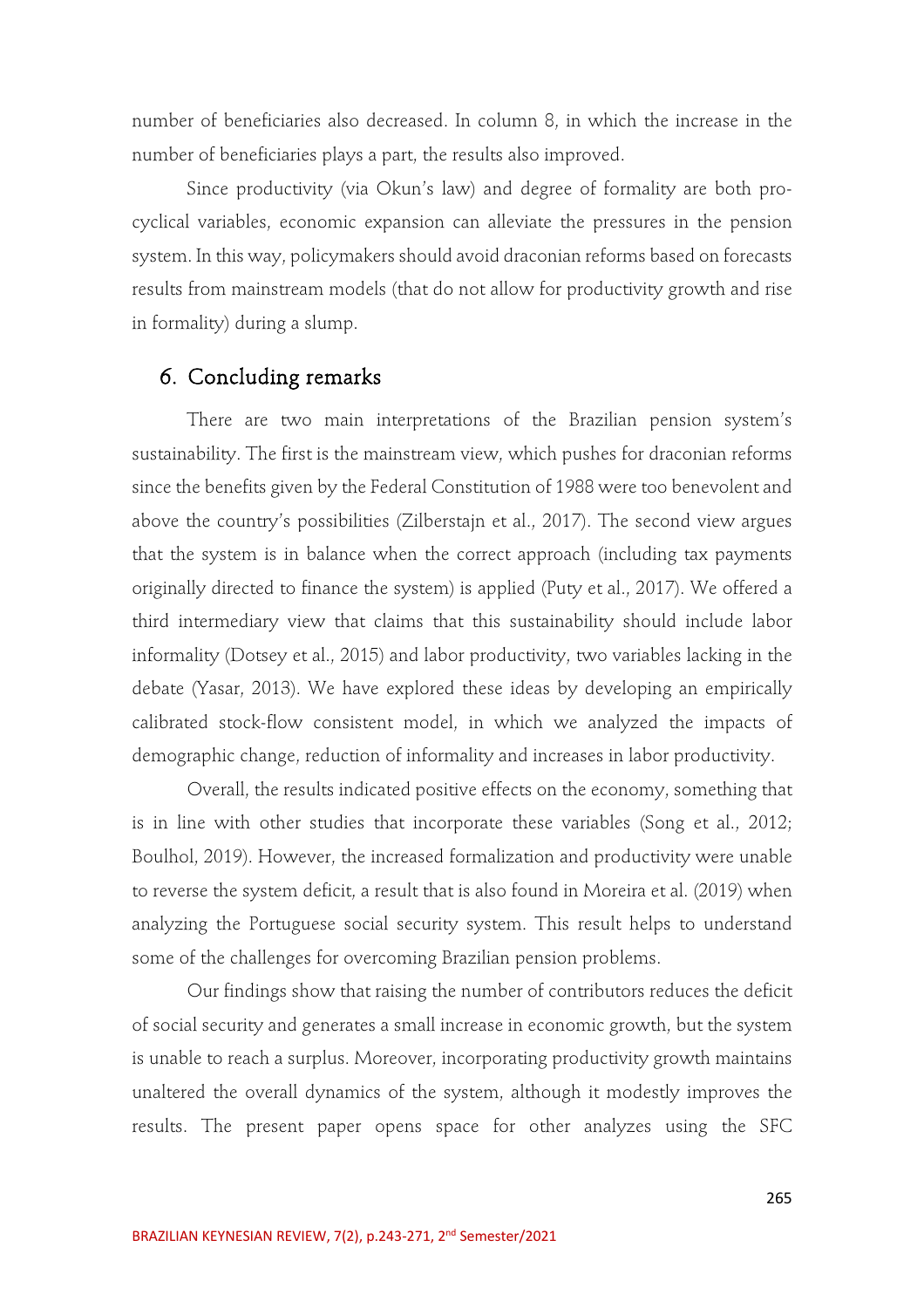number of beneficiaries also decreased. In column 8, in which the increase in the number of beneficiaries plays a part, the results also improved.

Since productivity (via Okun's law) and degree of formality are both pro-cyclical variables, economic expansion can alleviate the pressures in the pension system. In this way, policymakers should avoid draconian reforms based on forecasts results from mainstream models (that do not allow for productivity growth and rise in formality) during a slump.

## 6. Concluding remarks

There are two main interpretations of the Brazilian pension system's sustainability. The first is the mainstream view, which pushes for draconian reforms since the benefits given by the Federal Constitution of 1988 were too benevolent and above the country's possibilities (Zilberstajn et al., 2017). The second view argues that the system is in balance when the correct approach (including tax payments originally directed to finance the system) is applied (Puty et al., 2017). We offered a third intermediary view that claims that this sustainability should include labor informality (Dotsey et al., 2015) and labor productivity, two variables lacking in the debate (Yasar, 2013). We have explored these ideas by developing an empirically calibrated stock-flow consistent model, in which we analyzed the impacts of demographic change, reduction of informality and increases in labor productivity.

Overall, the results indicated positive effects on the economy, something that is in line with other studies that incorporate these variables (Song et al., 2012; Boulhol, 2019). However, the increased formalization and productivity were unable to reverse the system deficit, a result that is also found in Moreira et al. (2019) when analyzing the Portuguese social security system. This result helps to understand some of the challenges for overcoming Brazilian pension problems.

Our findings show that raising the number of contributors reduces the deficit of social security and generates a small increase in economic growth, but the system is unable to reach a surplus. Moreover, incorporating productivity growth maintains unaltered the overall dynamics of the system, although it modestly improves the results. The present paper opens space for other analyzes using the SFC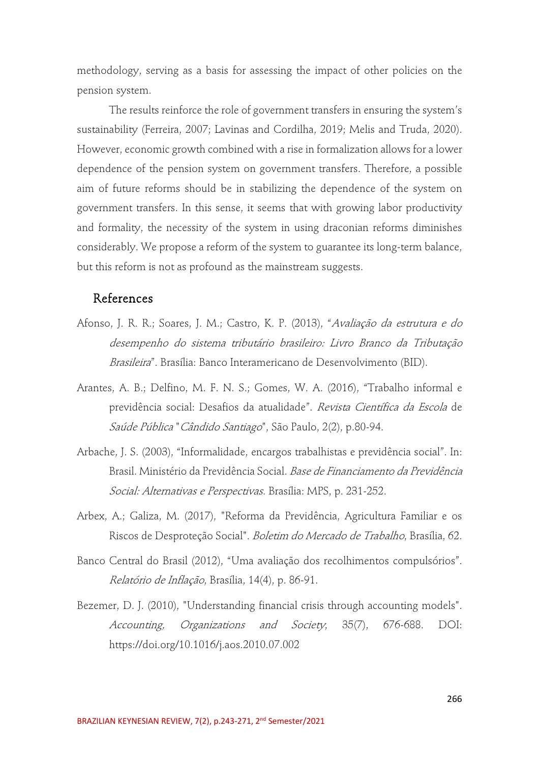methodology, serving as a basis for assessing the impact of other policies on the pension system.

The results reinforce the role of government transfers in ensuring the system's sustainability (Ferreira, 2007; Lavinas and Cordilha, 2019; Melis and Truda, 2020). However, economic growth combined with a rise in formalization allows for a lower dependence of the pension system on government transfers. Therefore, a possible aim of future reforms should be in stabilizing the dependence of the system on government transfers. In this sense, it seems that with growing labor productivity and formality, the necessity of the system in using draconian reforms diminishes considerably. We propose a reform of the system to guarantee its long-term balance, but this reform is not as profound as the mainstream suggests.

## References

Afonso, J. R. R.; Soares, J. M.; Castro, K. P. (2013), "*Avaliação da estrutura e do desempenho do sistema tributário brasileiro: Livro Branco da Tributação Brasileira*". Brasília: Banco Interamericano de Desenvolvimento (BID).

Arantes, A. B.; Delfino, M. F. N. S.; Gomes, W. A. (2016), "Trabalho informal e previdência social: Desafios da atualidade". *Revista Científica da Escola* de *Saúde Pública "Cândido Santiago*", São Paulo, 2(2), p.80-94.

Arbache, J. S. (2003), "Informalidade, encargos trabalhistas e previdência social". In: Brasil. Ministério da Previdência Social. *Base de Financiamento da Previdência Social: Alternativas e Perspectivas*. Brasília: MPS, p. 231-252.

Arbex, A.; Galiza, M. (2017), "Reforma da Previdência, Agricultura Familiar e os Riscos de Desproteção Social". *Boletim do Mercado de Trabalho*, Brasília, 62.

Banco Central do Brasil (2012), "Uma avaliação dos recolhimentos compulsórios". *Relatório de Inflação*, Brasília, 14(4), p. 86-91.

Bezemer, D. J. (2010), "Understanding financial crisis through accounting models". *Accounting, Organizations and Society*, 35(7), 676-688. DOI: https://doi.org/10.1016/j.aos.2010.07.002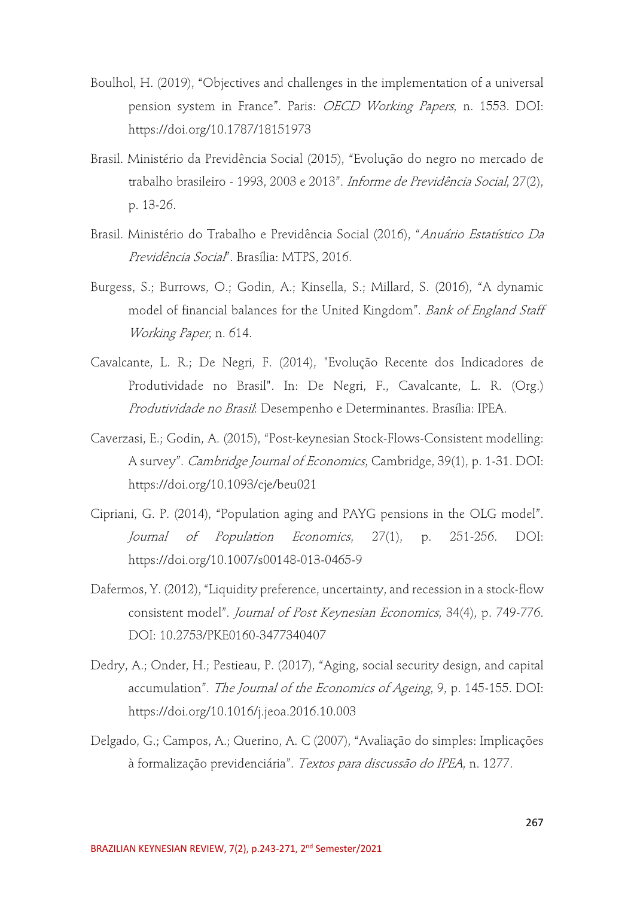Boulhol, H. (2019), “Objectives and challenges in the implementation of a universal pension system in France”. Paris: *OECD Working Papers*, n. 1553. DOI: https://doi.org/10.1787/18151973

Brasil. Ministério da Previdência Social (2015), “Evolução do negro no mercado de trabalho brasileiro - 1993, 2003 e 2013”. *Informe de Previdência Social*, 27(2), p. 13-26.

Brasil. Ministério do Trabalho e Previdência Social (2016), “*Anuário Estatístico Da Previdência Social*”. Brasília: MTPS, 2016.

Burgess, S.; Burrows, O.; Godin, A.; Kinsella, S.; Millard, S. (2016), “A dynamic model of financial balances for the United Kingdom”. *Bank of England Staff Working Paper*, n. 614.

Cavalcante, L. R.; De Negri, F. (2014), "Evolução Recente dos Indicadores de Produtividade no Brasil". In: De Negri, F., Cavalcante, L. R. (Org.) *Produtividade no Brasil*: Desempenho e Determinantes. Brasília: IPEA.

Caverzasi, E.; Godin, A. (2015), “Post-keynesian Stock-Flows-Consistent modelling: A survey”. *Cambridge Journal of Economics*, Cambridge, 39(1), p. 1-31. DOI: https://doi.org/10.1093/cje/beu021

Cipriani, G. P. (2014), “Population aging and PAYG pensions in the OLG model”. *Journal of Population Economics*, 27(1), p. 251-256. DOI: https://doi.org/10.1007/s00148-013-0465-9

Dafermos, Y. (2012), “Liquidity preference, uncertainty, and recession in a stock-flow consistent model”. *Journal of Post Keynesian Economics*, 34(4), p. 749-776. DOI: 10.2753/PKE0160-3477340407

Dedry, A.; Onder, H.; Pestieau, P. (2017), “Aging, social security design, and capital accumulation”. *The Journal of the Economics of Ageing*, 9, p. 145-155. DOI: https://doi.org/10.1016/j.jeoa.2016.10.003

Delgado, G.; Campos, A.; Querino, A. C (2007), “Avaliação do simples: Implicações à formalização previdenciária”. *Textos para discussão do IPEA*, n. 1277.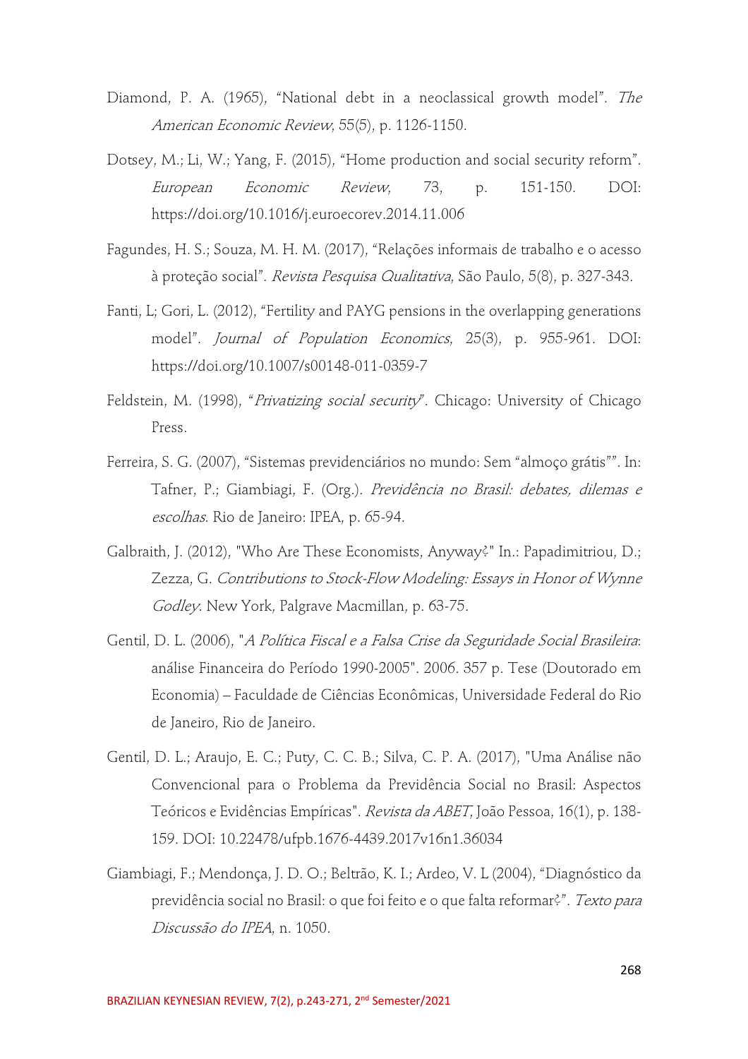Diamond, P. A. (1965), "National debt in a neoclassical growth model". *The American Economic Review*, 55(5), p. 1126-1150.

Dotsey, M.; Li, W.; Yang, F. (2015), "Home production and social security reform". *European Economic Review*, 73, p. 151-150. DOI: https://doi.org/10.1016/j.euroecorev.2014.11.006

Fagundes, H. S.; Souza, M. H. M. (2017), "Relações informais de trabalho e o acesso à proteção social". *Revista Pesquisa Qualitativa*, São Paulo, 5(8), p. 327-343.

Fanti, L; Gori, L. (2012), "Fertility and PAYG pensions in the overlapping generations model". *Journal of Population Economics*, 25(3), p. 955-961. DOI: https://doi.org/10.1007/s00148-011-0359-7

Feldstein, M. (1998), "*Privatizing social security*". Chicago: University of Chicago Press.

Ferreira, S. G. (2007), "Sistemas previdenciários no mundo: Sem "almoço grátis"". In: Tafner, P.; Giambiagi, F. (Org.). *Previdência no Brasil: debates, dilemas e escolhas*. Rio de Janeiro: IPEA, p. 65-94.

Galbraith, J. (2012), "Who Are These Economists, Anyway?" In.: Papadimitriou, D.; Zezza, G. *Contributions to Stock-Flow Modeling: Essays in Honor of Wynne Godley*. New York, Palgrave Macmillan, p. 63-75.

Gentil, D. L. (2006), "*A Política Fiscal e a Falsa Crise da Seguridade Social Brasileira*: análise Financeira do Período 1990-2005". 2006. 357 p. Tese (Doutorado em Economia) – Faculdade de Ciências Econômicas, Universidade Federal do Rio de Janeiro, Rio de Janeiro.

Gentil, D. L.; Araujo, E. C.; Puty, C. C. B.; Silva, C. P. A. (2017), "Uma Análise não Convencional para o Problema da Previdência Social no Brasil: Aspectos Teóricos e Evidências Empíricas". *Revista da ABET*, João Pessoa, 16(1), p. 138-159. DOI: 10.22478/ufpb.1676-4439.2017v16n1.36034

Giambiagi, F.; Mendonça, J. D. O.; Beltrão, K. I.; Ardeo, V. L (2004), "Diagnóstico da previdência social no Brasil: o que foi feito e o que falta reformar?". *Texto para Discussão do IPEA*, n. 1050.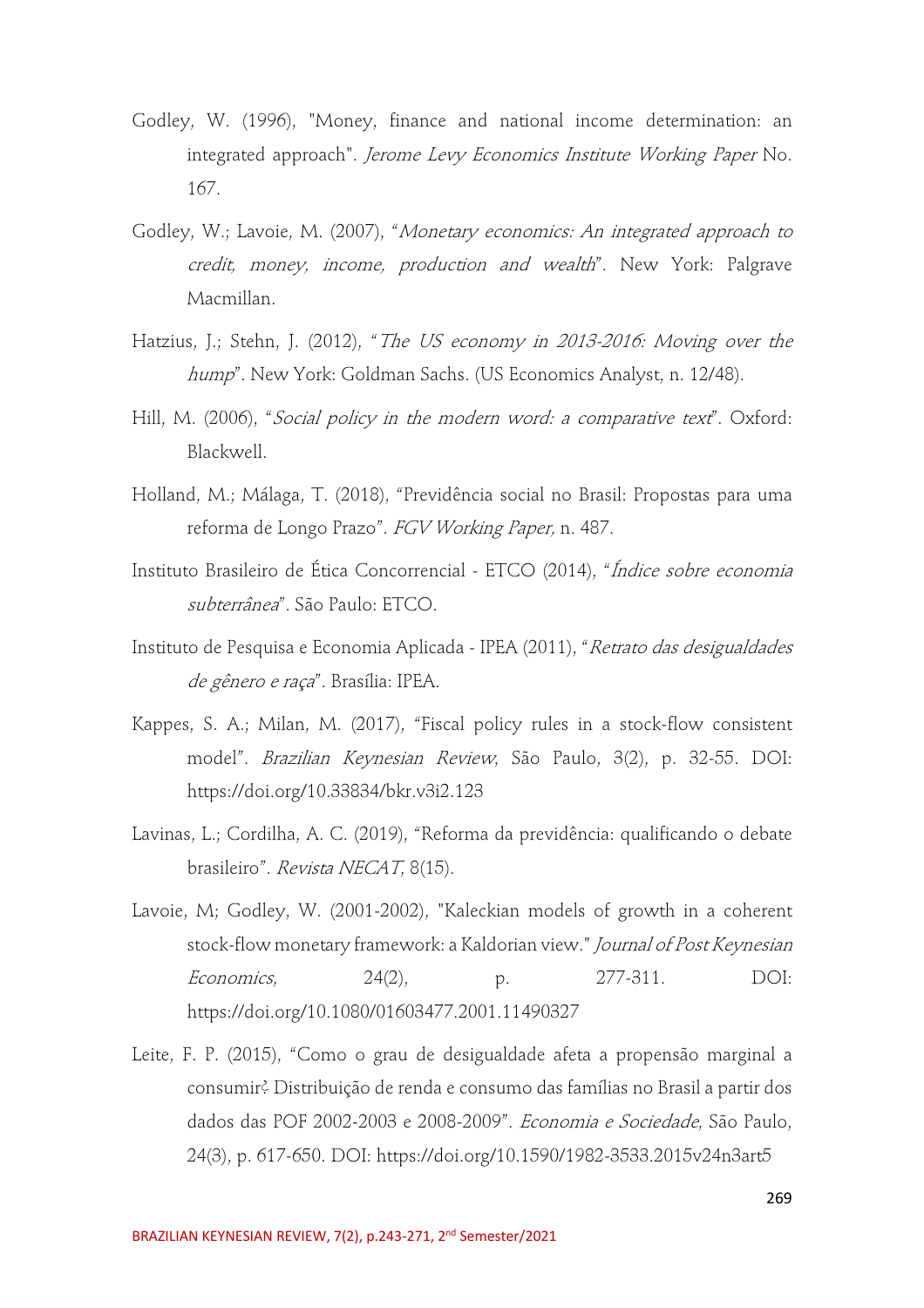Godley, W. (1996), "Money, finance and national income determination: an integrated approach". *Jerome Levy Economics Institute Working Paper* No. 167.

Godley, W.; Lavoie, M. (2007), "*Monetary economics: An integrated approach to credit, money, income, production and wealth*". New York: Palgrave Macmillan.

Hatzius, J.; Stehn, J. (2012), "*The US economy in 2013-2016: Moving over the hump*". New York: Goldman Sachs. (US Economics Analyst, n. 12/48).

Hill, M. (2006), "*Social policy in the modern word: a comparative text*". Oxford: Blackwell.

Holland, M.; Málaga, T. (2018), "Previdência social no Brasil: Propostas para uma reforma de Longo Prazo". *FGV Working Paper,* n. 487.

Instituto Brasileiro de Ética Concorrencial - ETCO (2014), "*Índice sobre economia subterrânea*". São Paulo: ETCO.

Instituto de Pesquisa e Economia Aplicada - IPEA (2011), "*Retrato das desigualdades de gênero e raça*". Brasília: IPEA.

Kappes, S. A.; Milan, M. (2017), "Fiscal policy rules in a stock-flow consistent model". *Brazilian Keynesian Review*, São Paulo, 3(2), p. 32-55. DOI: https://doi.org/10.33834/bkr.v3i2.123

Lavinas, L.; Cordilha, A. C. (2019), "Reforma da previdência: qualificando o debate brasileiro". *Revista NECAT*, 8(15).

Lavoie, M; Godley, W. (2001-2002), "Kaleckian models of growth in a coherent stock-flow monetary framework: a Kaldorian view." *Journal of Post Keynesian Economics*, 24(2), p. 277-311. DOI: https://doi.org/10.1080/01603477.2001.11490327

Leite, F. P. (2015), "Como o grau de desigualdade afeta a propensão marginal a consumir? Distribuição de renda e consumo das famílias no Brasil a partir dos dados das POF 2002-2003 e 2008-2009". *Economia e Sociedade*, São Paulo, 24(3), p. 617-650. DOI: https://doi.org/10.1590/1982-3533.2015v24n3art5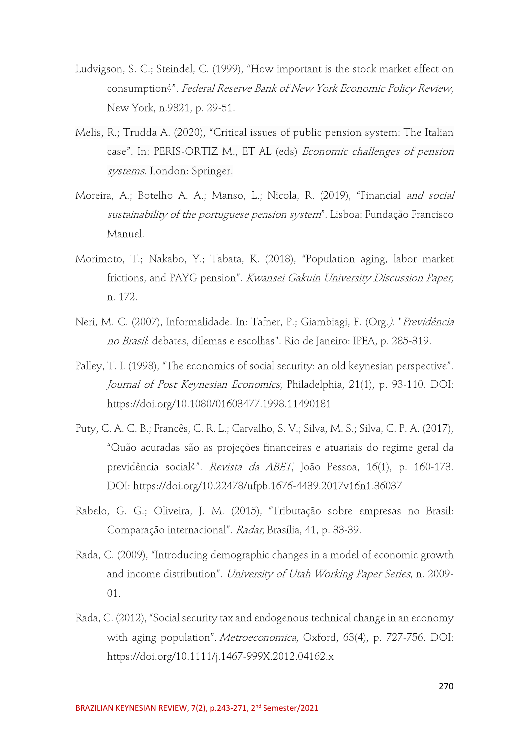Ludvigson, S. C.; Steindel, C. (1999), "How important is the stock market effect on consumption?". *Federal Reserve Bank of New York Economic Policy Review*, New York, n.9821, p. 29-51.

Melis, R.; Trudda A. (2020), "Critical issues of public pension system: The Italian case". In: PERIS-ORTIZ M., ET AL (eds) *Economic challenges of pension systems*. London: Springer.

Moreira, A.; Botelho A. A.; Manso, L.; Nicola, R. (2019), "Financial *and social sustainability of the portuguese pension system*". Lisboa: Fundação Francisco Manuel.

Morimoto, T.; Nakabo, Y.; Tabata, K. (2018), "Population aging, labor market frictions, and PAYG pension". *Kwansei Gakuin University Discussion Paper,* n. 172.

Neri, M. C. (2007), Informalidade. In: Tafner, P.; Giambiagi, F. (Org.*). "Previdência no Brasil*: debates, dilemas e escolhas". Rio de Janeiro: IPEA, p. 285-319.

Palley, T. I. (1998), "The economics of social security: an old keynesian perspective". *Journal of Post Keynesian Economics*, Philadelphia, 21(1), p. 93-110. DOI: https://doi.org/10.1080/01603477.1998.11490181

Puty, C. A. C. B.; Francês, C. R. L.; Carvalho, S. V.; Silva, M. S.; Silva, C. P. A. (2017), "Quão acuradas são as projeções financeiras e atuariais do regime geral da previdência social?". *Revista da ABET*, João Pessoa, 16(1), p. 160-173. DOI: https://doi.org/10.22478/ufpb.1676-4439.2017v16n1.36037

Rabelo, G. G.; Oliveira, J. M. (2015), "Tributação sobre empresas no Brasil: Comparação internacional". *Radar*, Brasília, 41, p. 33-39.

Rada, C. (2009), "Introducing demographic changes in a model of economic growth and income distribution". *University of Utah Working Paper Series*, n. 2009-01.

Rada, C. (2012), "Social security tax and endogenous technical change in an economy with aging population". *Metroeconomica*, Oxford, 63(4), p. 727-756. DOI: https://doi.org/10.1111/j.1467-999X.2012.04162.x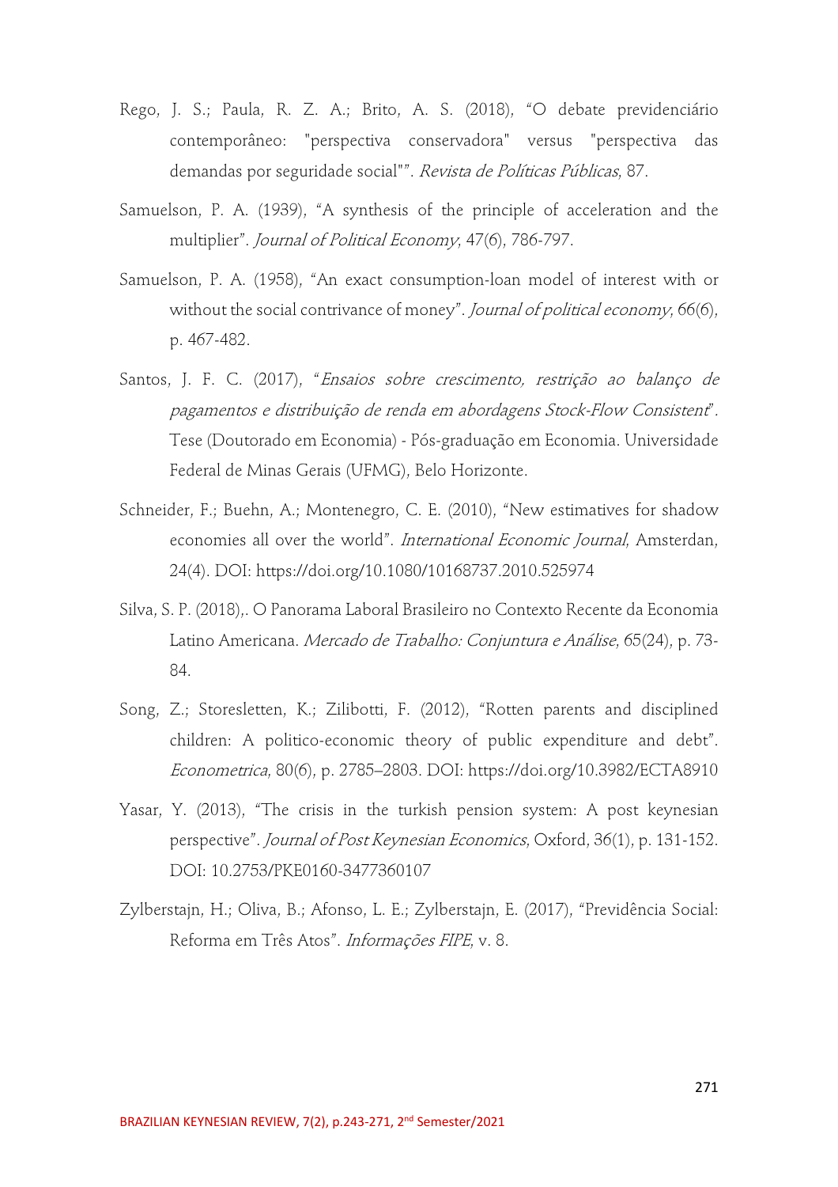Rego, J. S.; Paula, R. Z. A.; Brito, A. S. (2018), "O debate previdenciário contemporâneo: "perspectiva conservadora" versus "perspectiva das demandas por seguridade social"". *Revista de Políticas Públicas*, 87.

Samuelson, P. A. (1939), "A synthesis of the principle of acceleration and the multiplier". *Journal of Political Economy*, 47(6), 786-797.

Samuelson, P. A. (1958), "An exact consumption-loan model of interest with or without the social contrivance of money". *Journal of political economy*, 66(6), p. 467-482.

Santos, J. F. C. (2017), "*Ensaios sobre crescimento, restrição ao balanço de pagamentos e distribuição de renda em abordagens Stock-Flow Consistent*". Tese (Doutorado em Economia) - Pós-graduação em Economia. Universidade Federal de Minas Gerais (UFMG), Belo Horizonte.

Schneider, F.; Buehn, A.; Montenegro, C. E. (2010), "New estimatives for shadow economies all over the world". *International Economic Journal*, Amsterdan, 24(4). DOI: https://doi.org/10.1080/10168737.2010.525974

Silva, S. P. (2018),. O Panorama Laboral Brasileiro no Contexto Recente da Economia Latino Americana. *Mercado de Trabalho: Conjuntura e Análise*, 65(24), p. 73-84.

Song, Z.; Storesletten, K.; Zilibotti, F. (2012), "Rotten parents and disciplined children: A politico-economic theory of public expenditure and debt". *Econometrica*, 80(6), p. 2785–2803. DOI: https://doi.org/10.3982/ECTA8910

Yasar, Y. (2013), "The crisis in the turkish pension system: A post keynesian perspective". *Journal of Post Keynesian Economics*, Oxford, 36(1), p. 131-152. DOI: 10.2753/PKE0160-3477360107

Zylberstajn, H.; Oliva, B.; Afonso, L. E.; Zylberstajn, E. (2017), "Previdência Social: Reforma em Três Atos". *Informações FIPE*, v. 8.